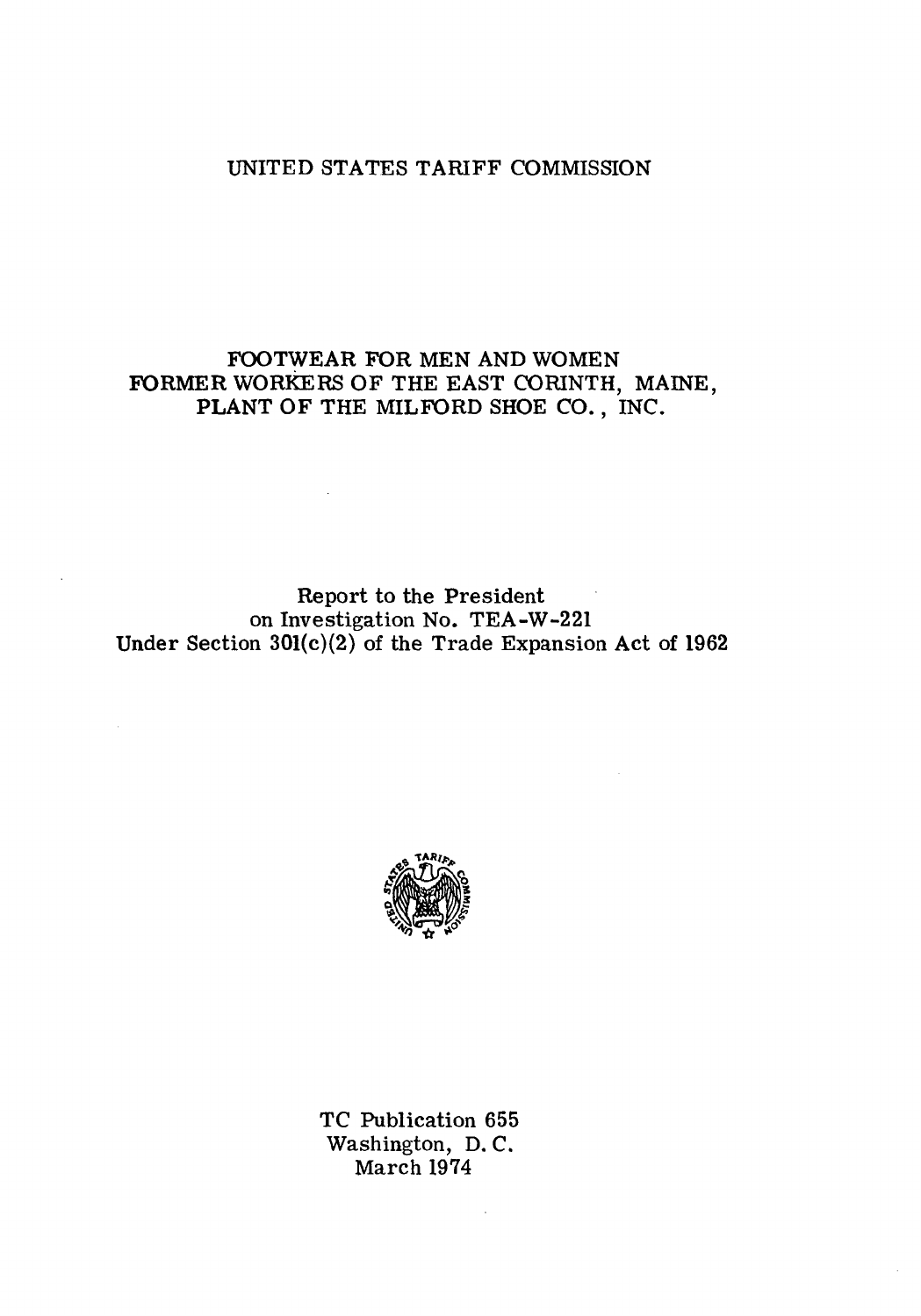# UNITED STATES TARIFF COMMISSION

## FOOTWEAR FOR MEN AND WOMEN
## FORMER WORKERS OF THE EAST CORINTH, MAINE, PLANT OF THE MILFORD SHOE CO., INC.

Report to the President
on Investigation No. TEA-W-221
Under Section 301(c)(2) of the Trade Expansion Act of 1962

TC Publication 655
Washington, D. C.
March 1974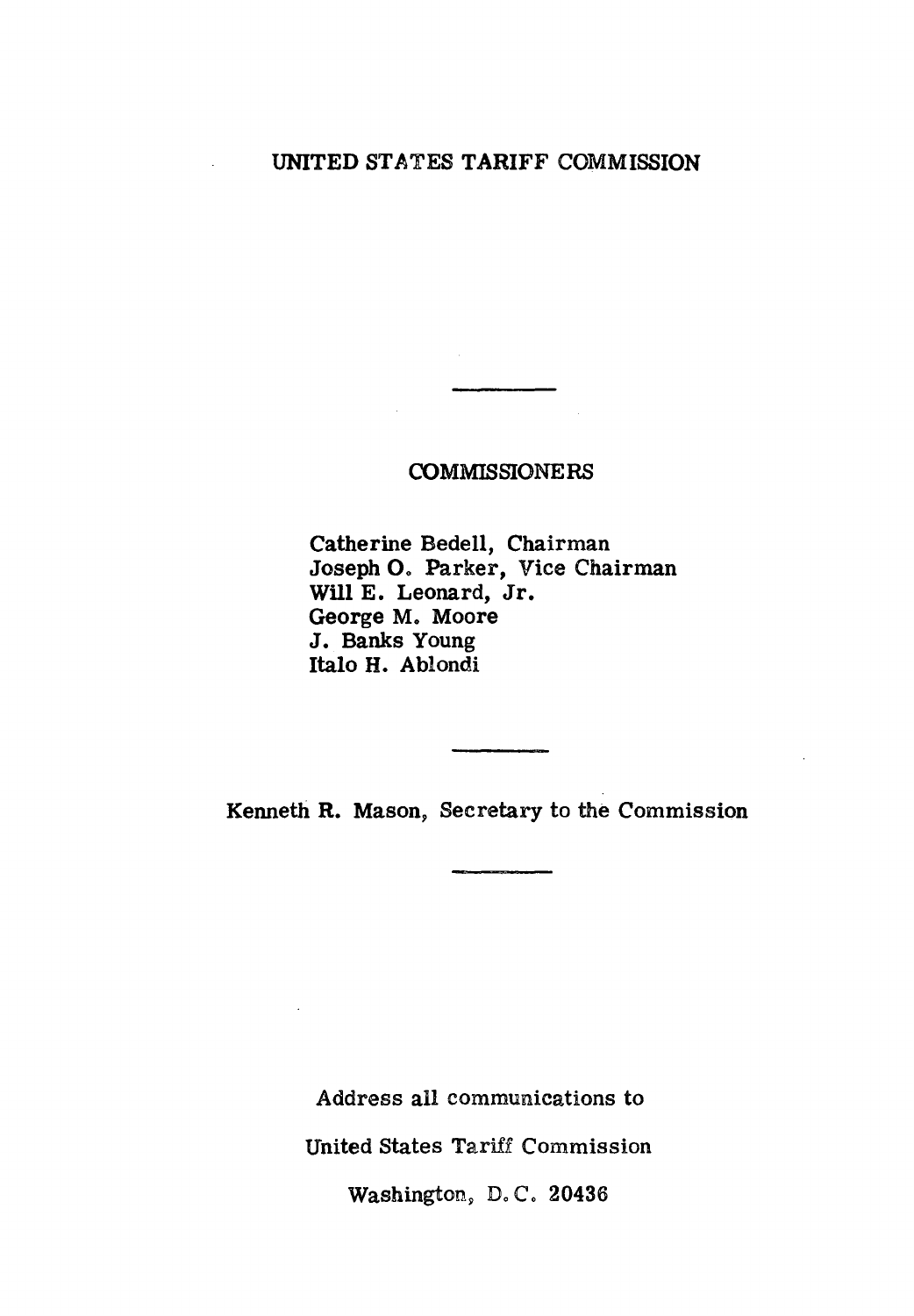UNITED STATES TARIFF COMMISSION

---

COMMISSIONERS

Catherine Bedell, Chairman
Joseph O. Parker, Vice Chairman
Will E. Leonard, Jr.
George M. Moore
J. Banks Young
Italo H. Ablondi

---

Kenneth R. Mason, Secretary to the Commission

---

Address all communications to

United States Tariff Commission

Washington, D. C. 20436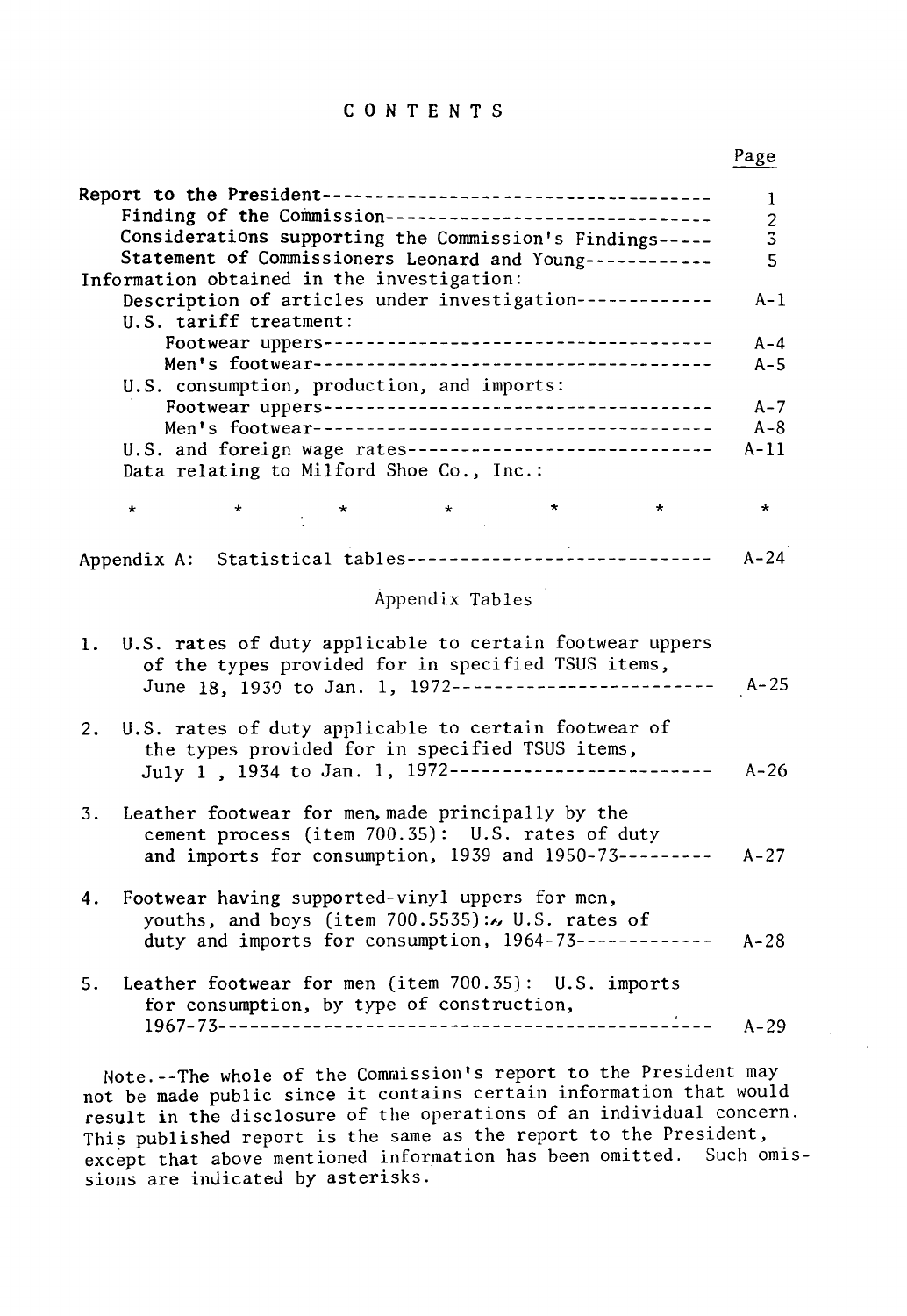# CONTENTS

| | Page |
|---|---|
| Report to the President | 1 |
| Finding of the Commission | 2 |
| Considerations supporting the Commission's Findings | 3 |
| Statement of Commissioners Leonard and Young | 5 |
| Information obtained in the investigation: | |
| Description of articles under investigation | A-1 |
| U.S. tariff treatment: | |
| Footwear uppers | A-4 |
| Men's footwear | A-5 |
| U.S. consumption, production, and imports: | |
| Footwear uppers | A-7 |
| Men's footwear | A-8 |
| U.S. and foreign wage rates | A-11 |
| Data relating to Milford Shoe Co., Inc.: | |
| * * * * * * | * |
| Appendix A: Statistical tables | A-24 |

## Appendix Tables

| | Page |
|---|---|
| 1. U.S. rates of duty applicable to certain footwear uppers of the types provided for in specified TSUS items, June 18, 1930 to Jan. 1, 1972 | A-25 |
| 2. U.S. rates of duty applicable to certain footwear of the types provided for in specified TSUS items, July 1, 1934 to Jan. 1, 1972 | A-26 |
| 3. Leather footwear for men, made principally by the cement process (item 700.35): U.S. rates of duty and imports for consumption, 1939 and 1950-73 | A-27 |
| 4. Footwear having supported-vinyl uppers for men, youths, and boys (item 700.5535): U.S. rates of duty and imports for consumption, 1964-73 | A-28 |
| 5. Leather footwear for men (item 700.35): U.S. imports for consumption, by type of construction, 1967-73 | A-29 |

Note.--The whole of the Commission's report to the President may not be made public since it contains certain information that would result in the disclosure of the operations of an individual concern. This published report is the same as the report to the President, except that above mentioned information has been omitted. Such omissions are indicated by asterisks.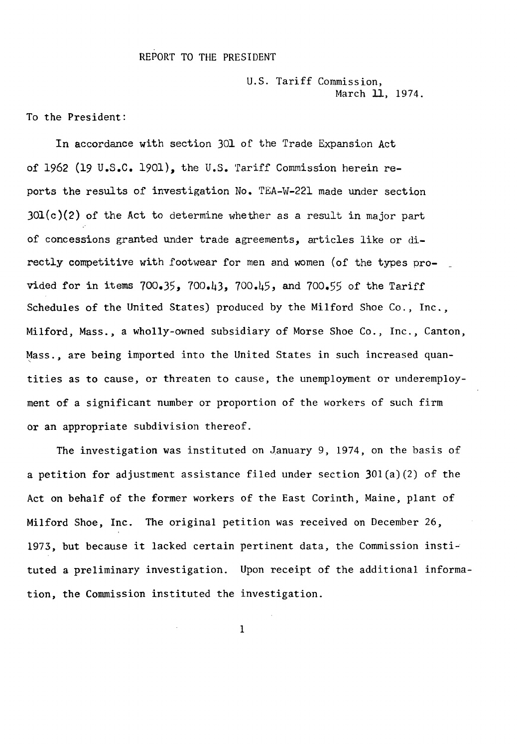# REPORT TO THE PRESIDENT

U.S. Tariff Commission,
March 11, 1974.

To the President:

In accordance with section 301 of the Trade Expansion Act of 1962 (19 U.S.C. 1901), the U.S. Tariff Commission herein reports the results of investigation No. TEA-W-221 made under section 301(c)(2) of the Act to determine whether as a result in major part of concessions granted under trade agreements, articles like or directly competitive with footwear for men and women (of the types provided for in items 700.35, 700.43, 700.45, and 700.55 of the Tariff Schedules of the United States) produced by the Milford Shoe Co., Inc., Milford, Mass., a wholly-owned subsidiary of Morse Shoe Co., Inc., Canton, Mass., are being imported into the United States in such increased quantities as to cause, or threaten to cause, the unemployment or underemployment of a significant number or proportion of the workers of such firm or an appropriate subdivision thereof.

The investigation was instituted on January 9, 1974, on the basis of a petition for adjustment assistance filed under section 301(a)(2) of the Act on behalf of the former workers of the East Corinth, Maine, plant of Milford Shoe, Inc. The original petition was received on December 26, 1973, but because it lacked certain pertinent data, the Commission instituted a preliminary investigation. Upon receipt of the additional information, the Commission instituted the investigation.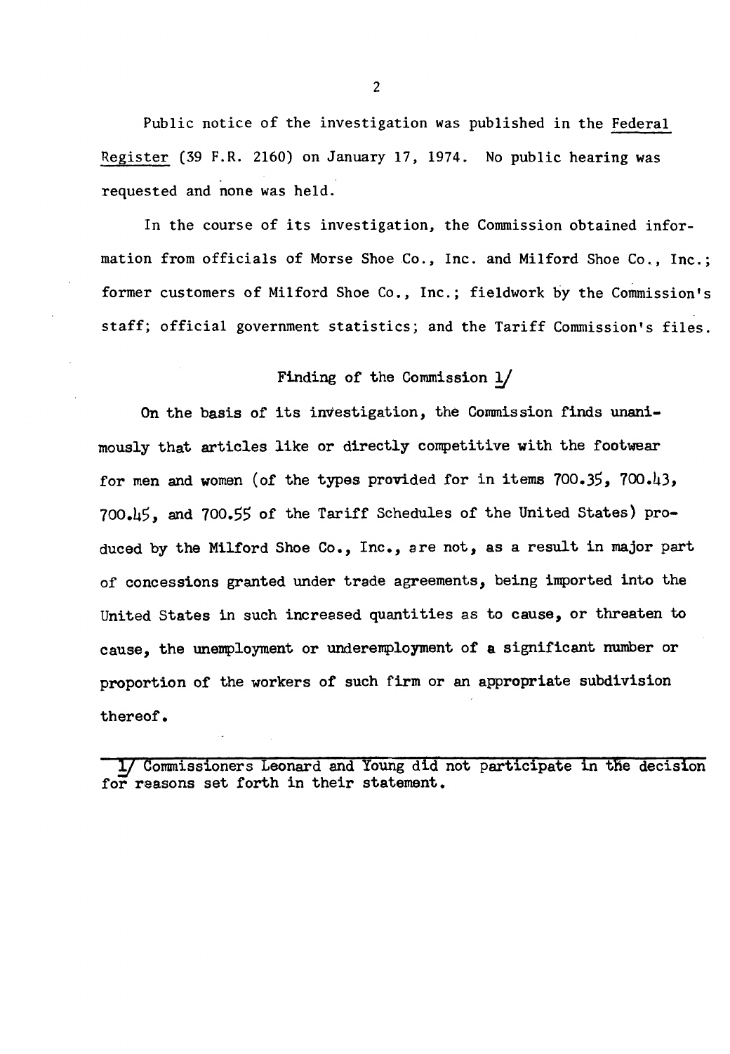Public notice of the investigation was published in the Federal Register (39 F.R. 2160) on January 17, 1974. No public hearing was requested and none was held.

In the course of its investigation, the Commission obtained information from officials of Morse Shoe Co., Inc. and Milford Shoe Co., Inc.; former customers of Milford Shoe Co., Inc.; fieldwork by the Commission's staff; official government statistics; and the Tariff Commission's files.

## Finding of the Commission [1]

On the basis of its investigation, the Commission finds unanimously that articles like or directly competitive with the footwear for men and women (of the types provided for in items 700.35, 700.43, 700.45, and 700.55 of the Tariff Schedules of the United States) produced by the Milford Shoe Co., Inc., are not, as a result in major part of concessions granted under trade agreements, being imported into the United States in such increased quantities as to cause, or threaten to cause, the unemployment or underemployment of a significant number or proportion of the workers of such firm or an appropriate subdivision thereof.

---

[1] Commissioners Leonard and Young did not participate in the decision for reasons set forth in their statement.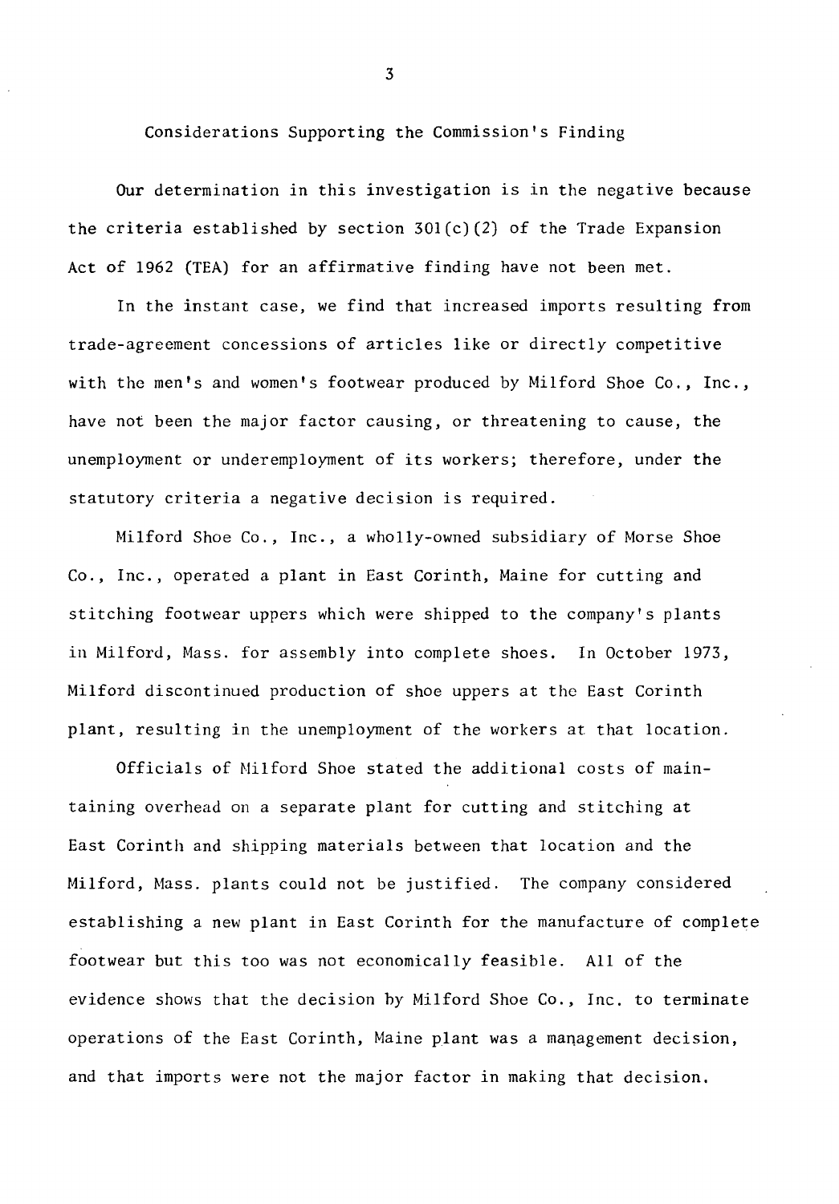## Considerations Supporting the Commission's Finding

Our determination in this investigation is in the negative because the criteria established by section 301(c)(2) of the Trade Expansion Act of 1962 (TEA) for an affirmative finding have not been met.

In the instant case, we find that increased imports resulting from trade-agreement concessions of articles like or directly competitive with the men's and women's footwear produced by Milford Shoe Co., Inc., have not been the major factor causing, or threatening to cause, the unemployment or underemployment of its workers; therefore, under the statutory criteria a negative decision is required.

Milford Shoe Co., Inc., a wholly-owned subsidiary of Morse Shoe Co., Inc., operated a plant in East Corinth, Maine for cutting and stitching footwear uppers which were shipped to the company's plants in Milford, Mass. for assembly into complete shoes. In October 1973, Milford discontinued production of shoe uppers at the East Corinth plant, resulting in the unemployment of the workers at that location.

Officials of Milford Shoe stated the additional costs of maintaining overhead on a separate plant for cutting and stitching at East Corinth and shipping materials between that location and the Milford, Mass. plants could not be justified. The company considered establishing a new plant in East Corinth for the manufacture of complete footwear but this too was not economically feasible. All of the evidence shows that the decision by Milford Shoe Co., Inc. to terminate operations of the East Corinth, Maine plant was a management decision, and that imports were not the major factor in making that decision.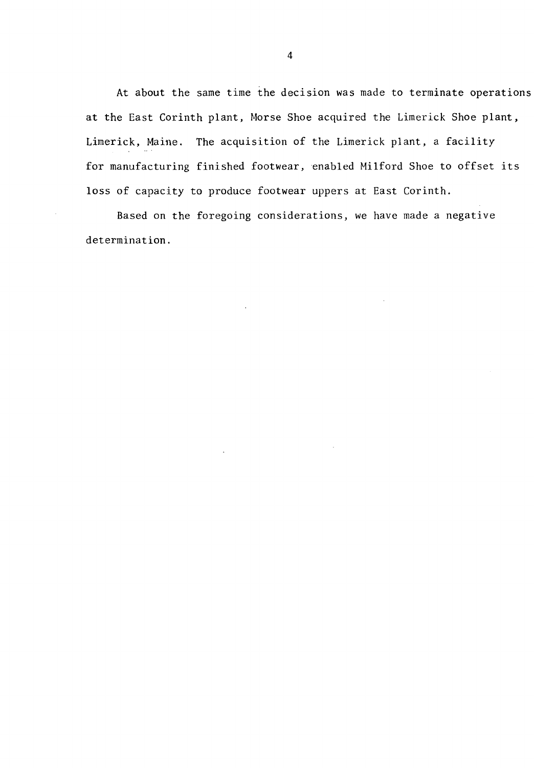At about the same time the decision was made to terminate operations at the East Corinth plant, Morse Shoe acquired the Limerick Shoe plant, Limerick, Maine. The acquisition of the Limerick plant, a facility for manufacturing finished footwear, enabled Milford Shoe to offset its loss of capacity to produce footwear uppers at East Corinth.

Based on the foregoing considerations, we have made a negative determination.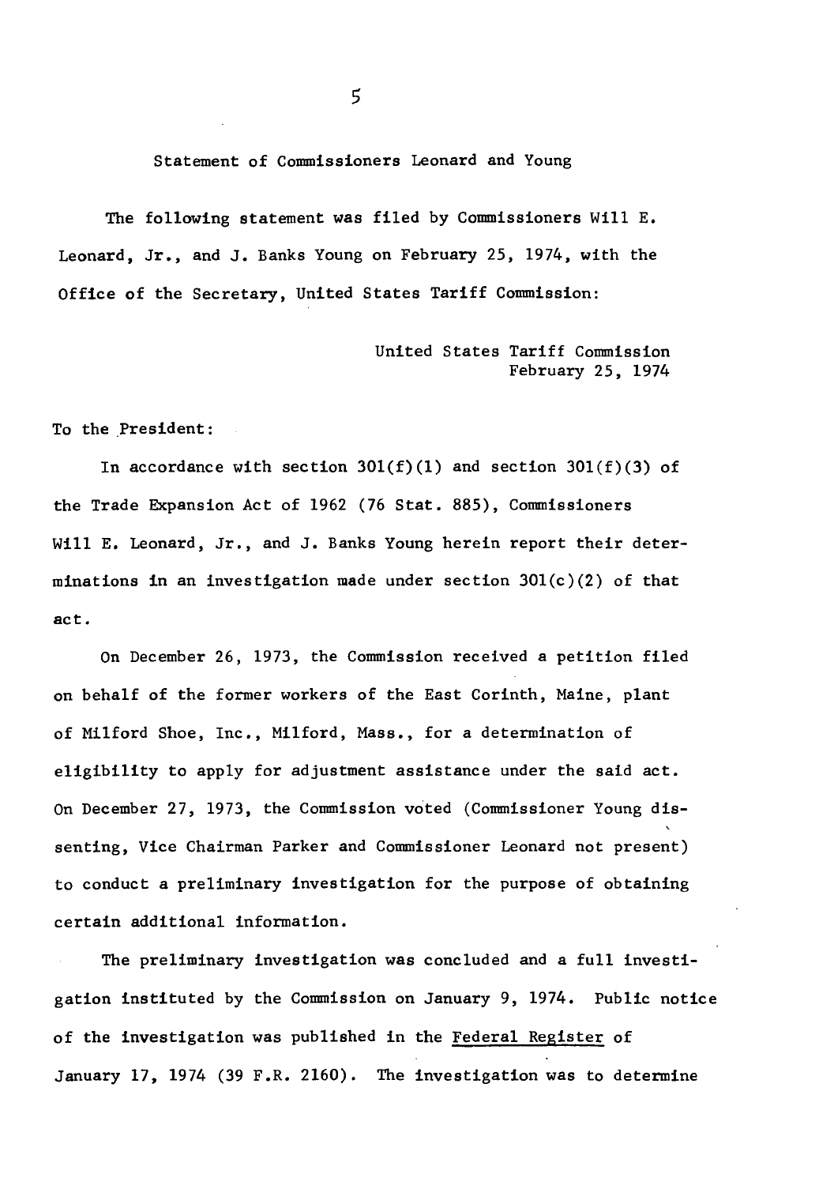Statement of Commissioners Leonard and Young

The following statement was filed by Commissioners Will E. Leonard, Jr., and J. Banks Young on February 25, 1974, with the Office of the Secretary, United States Tariff Commission:

United States Tariff Commission
February 25, 1974

To the President:

In accordance with section 301(f)(1) and section 301(f)(3) of the Trade Expansion Act of 1962 (76 Stat. 885), Commissioners Will E. Leonard, Jr., and J. Banks Young herein report their determinations in an investigation made under section 301(c)(2) of that act.

On December 26, 1973, the Commission received a petition filed on behalf of the former workers of the East Corinth, Maine, plant of Milford Shoe, Inc., Milford, Mass., for a determination of eligibility to apply for adjustment assistance under the said act. On December 27, 1973, the Commission voted (Commissioner Young dissenting, Vice Chairman Parker and Commissioner Leonard not present) to conduct a preliminary investigation for the purpose of obtaining certain additional information.

The preliminary investigation was concluded and a full investigation instituted by the Commission on January 9, 1974. Public notice of the investigation was published in the Federal Register of January 17, 1974 (39 F.R. 2160). The investigation was to determine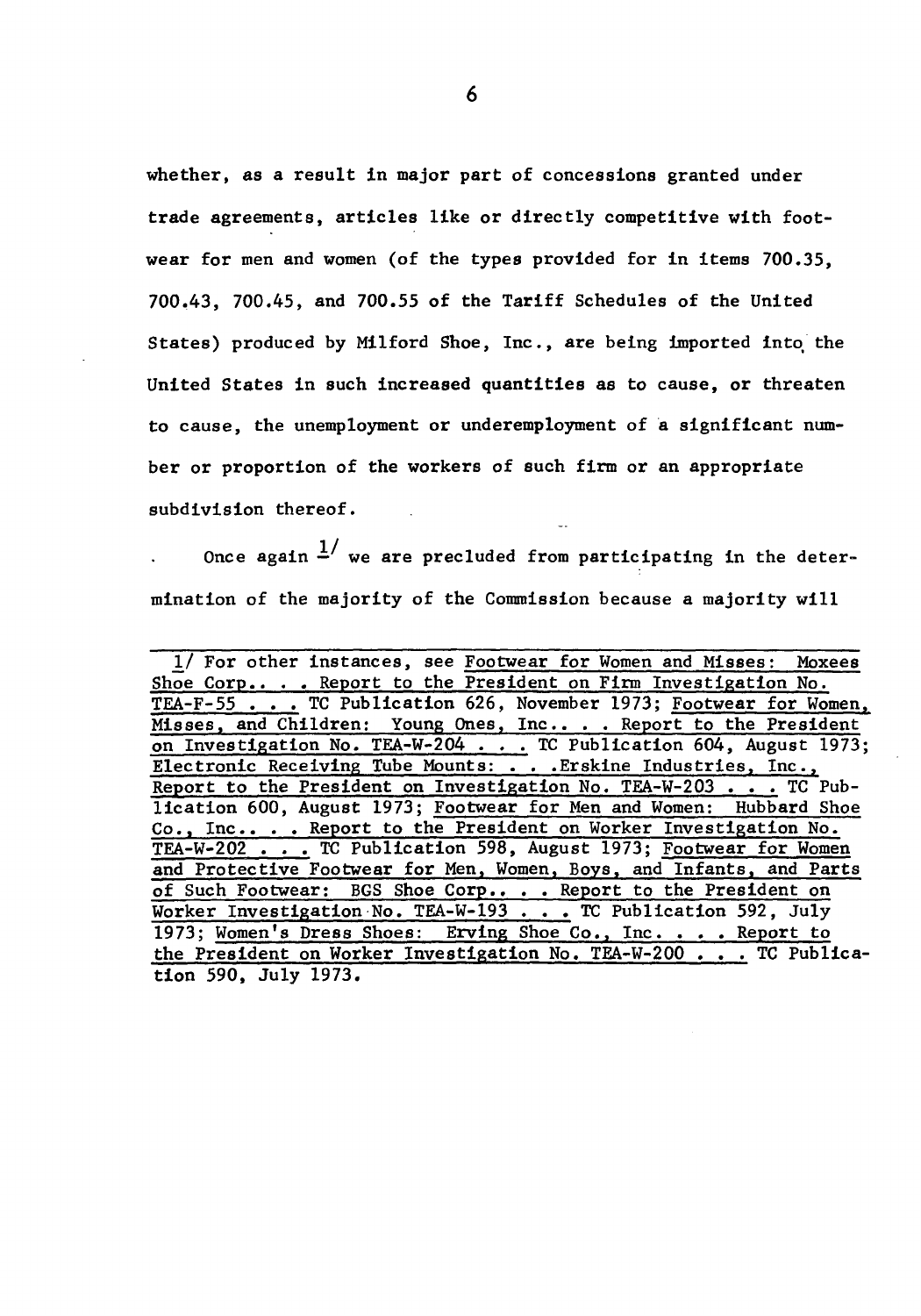whether, as a result in major part of concessions granted under trade agreements, articles like or directly competitive with footwear for men and women (of the types provided for in items 700.35, 700.43, 700.45, and 700.55 of the Tariff Schedules of the United States) produced by Milford Shoe, Inc., are being imported into the United States in such increased quantities as to cause, or threaten to cause, the unemployment or underemployment of a significant number or proportion of the workers of such firm or an appropriate subdivision thereof.

Once again [1/] we are precluded from participating in the determination of the majority of the Commission because a majority will

---

1/ For other instances, see Footwear for Women and Misses: Moxees Shoe Corp.. . . Report to the President on Firm Investigation No. TEA-F-55 . . . TC Publication 626, November 1973; Footwear for Women, Misses, and Children: Young Ones, Inc.. . . Report to the President on Investigation No. TEA-W-204 . . . TC Publication 604, August 1973; Electronic Receiving Tube Mounts: . . .Erskine Industries, Inc., Report to the President on Investigation No. TEA-W-203 . . . TC Publication 600, August 1973; Footwear for Men and Women: Hubbard Shoe Co., Inc.. . . Report to the President on Worker Investigation No. TEA-W-202 . . . TC Publication 598, August 1973; Footwear for Women and Protective Footwear for Men, Women, Boys, and Infants, and Parts of Such Footwear: BGS Shoe Corp.. . . Report to the President on Worker Investigation No. TEA-W-193 . . . TC Publication 592, July 1973; Women's Dress Shoes: Erving Shoe Co., Inc. . . . Report to the President on Worker Investigation No. TEA-W-200 . . . TC Publication 590, July 1973.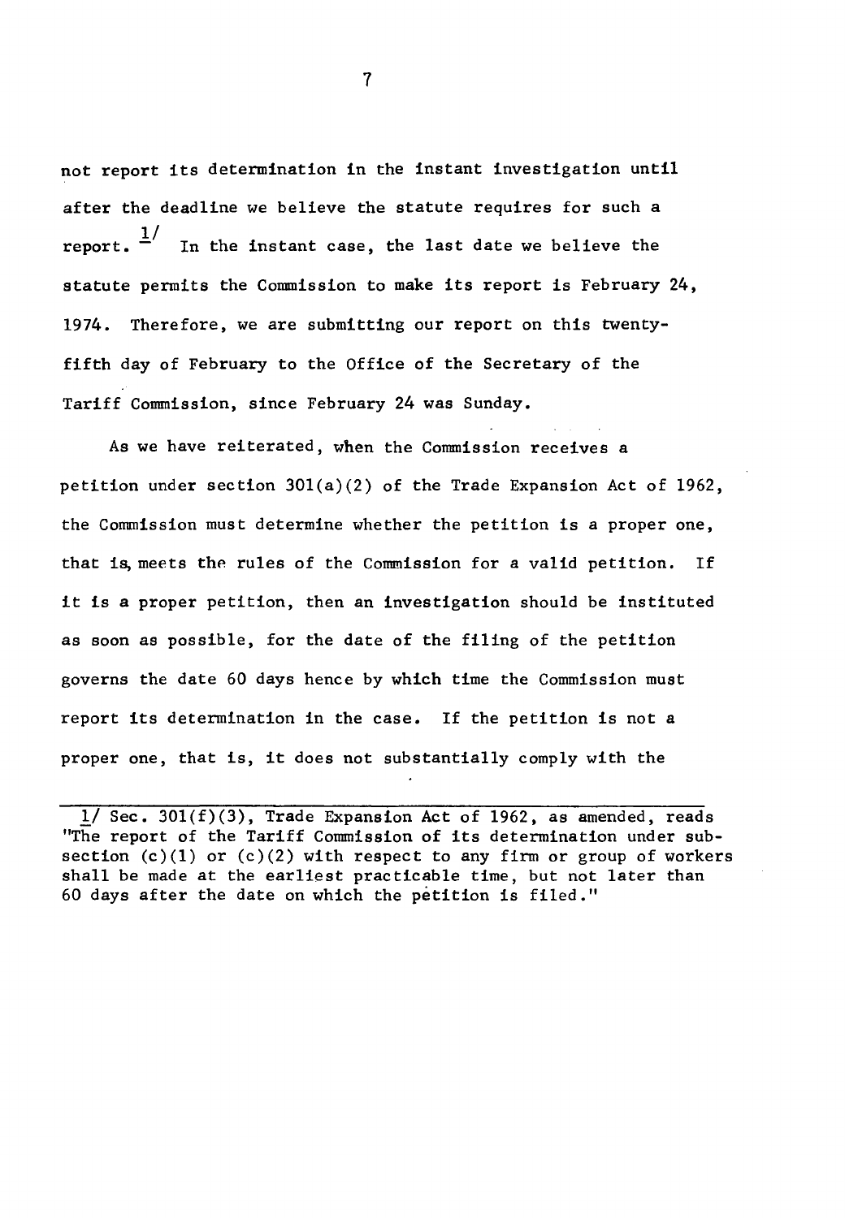not report its determination in the instant investigation until after the deadline we believe the statute requires for such a report. [1] In the instant case, the last date we believe the statute permits the Commission to make its report is February 24, 1974. Therefore, we are submitting our report on this twenty-fifth day of February to the Office of the Secretary of the Tariff Commission, since February 24 was Sunday.

As we have reiterated, when the Commission receives a petition under section 301(a)(2) of the Trade Expansion Act of 1962, the Commission must determine whether the petition is a proper one, that is, meets the rules of the Commission for a valid petition. If it is a proper petition, then an investigation should be instituted as soon as possible, for the date of the filing of the petition governs the date 60 days hence by which time the Commission must report its determination in the case. If the petition is not a proper one, that is, it does not substantially comply with the

---

1/ Sec. 301(f)(3), Trade Expansion Act of 1962, as amended, reads "The report of the Tariff Commission of its determination under subsection (c)(1) or (c)(2) with respect to any firm or group of workers shall be made at the earliest practicable time, but not later than 60 days after the date on which the petition is filed."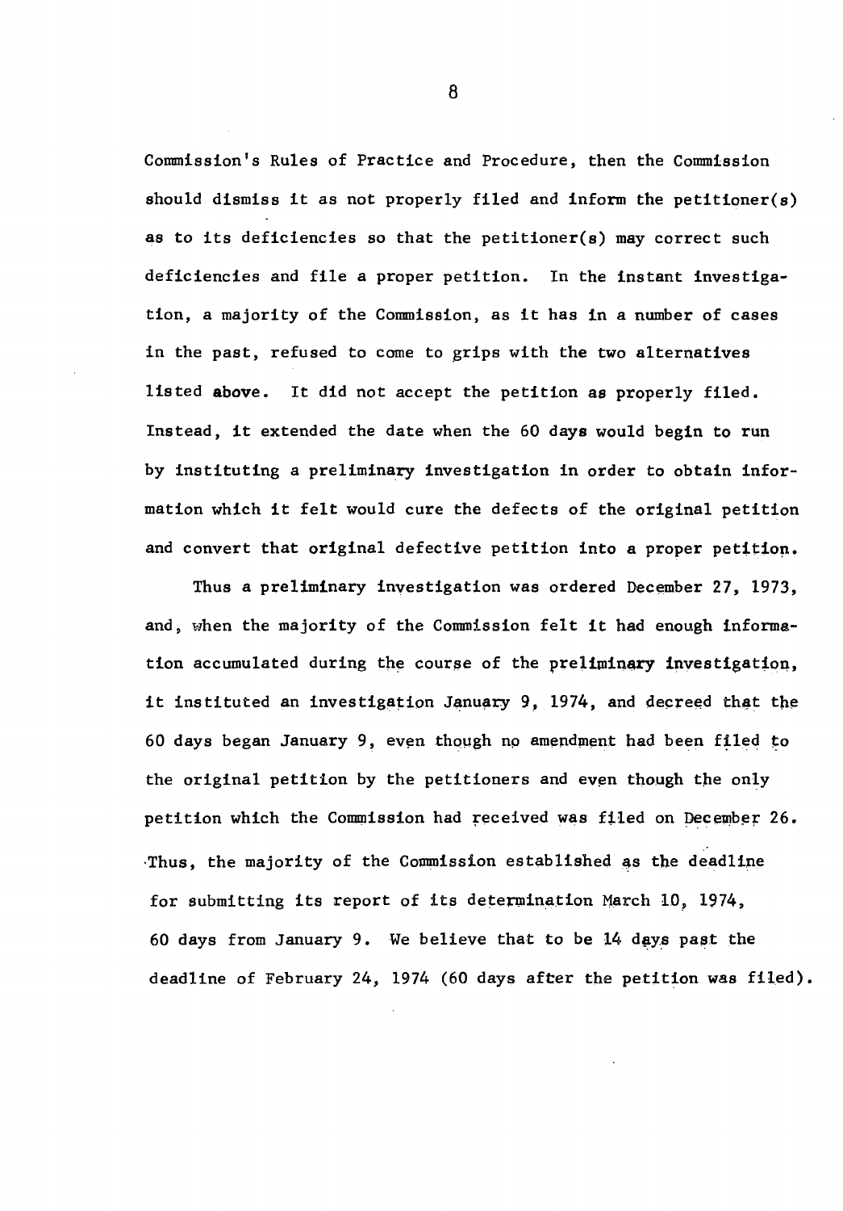Commission's Rules of Practice and Procedure, then the Commission should dismiss it as not properly filed and inform the petitioner(s) as to its deficiencies so that the petitioner(s) may correct such deficiencies and file a proper petition. In the instant investigation, a majority of the Commission, as it has in a number of cases in the past, refused to come to grips with the two alternatives listed above. It did not accept the petition as properly filed. Instead, it extended the date when the 60 days would begin to run by instituting a preliminary investigation in order to obtain information which it felt would cure the defects of the original petition and convert that original defective petition into a proper petition.

Thus a preliminary investigation was ordered December 27, 1973, and, when the majority of the Commission felt it had enough information accumulated during the course of the preliminary investigation, it instituted an investigation January 9, 1974, and decreed that the 60 days began January 9, even though no amendment had been filed to the original petition by the petitioners and even though the only petition which the Commission had received was filed on December 26. Thus, the majority of the Commission established as the deadline for submitting its report of its determination March 10, 1974, 60 days from January 9. We believe that to be 14 days past the deadline of February 24, 1974 (60 days after the petition was filed).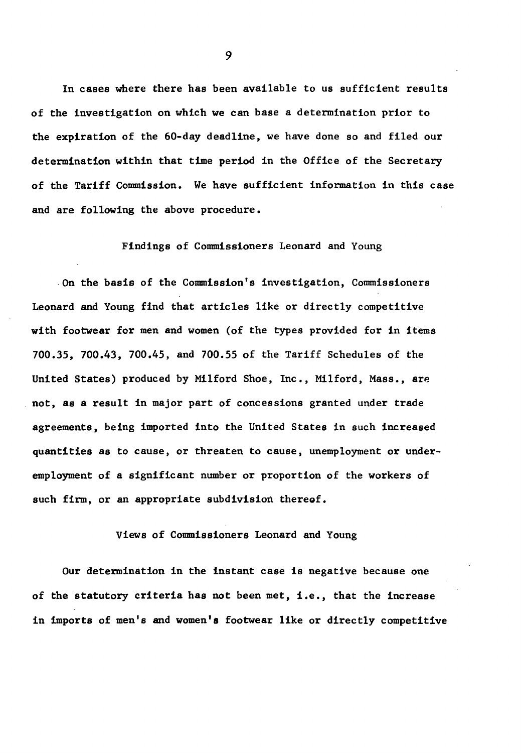In cases where there has been available to us sufficient results of the investigation on which we can base a determination prior to the expiration of the 60-day deadline, we have done so and filed our determination within that time period in the Office of the Secretary of the Tariff Commission. We have sufficient information in this case and are following the above procedure.

## Findings of Commissioners Leonard and Young

On the basis of the Commission's investigation, Commissioners Leonard and Young find that articles like or directly competitive with footwear for men and women (of the types provided for in items 700.35, 700.43, 700.45, and 700.55 of the Tariff Schedules of the United States) produced by Milford Shoe, Inc., Milford, Mass., are not, as a result in major part of concessions granted under trade agreements, being imported into the United States in such increased quantities as to cause, or threaten to cause, unemployment or underemployment of a significant number or proportion of the workers of such firm, or an appropriate subdivision thereof.

## Views of Commissioners Leonard and Young

Our determination in the instant case is negative because one of the statutory criteria has not been met, i.e., that the increase in imports of men's and women's footwear like or directly competitive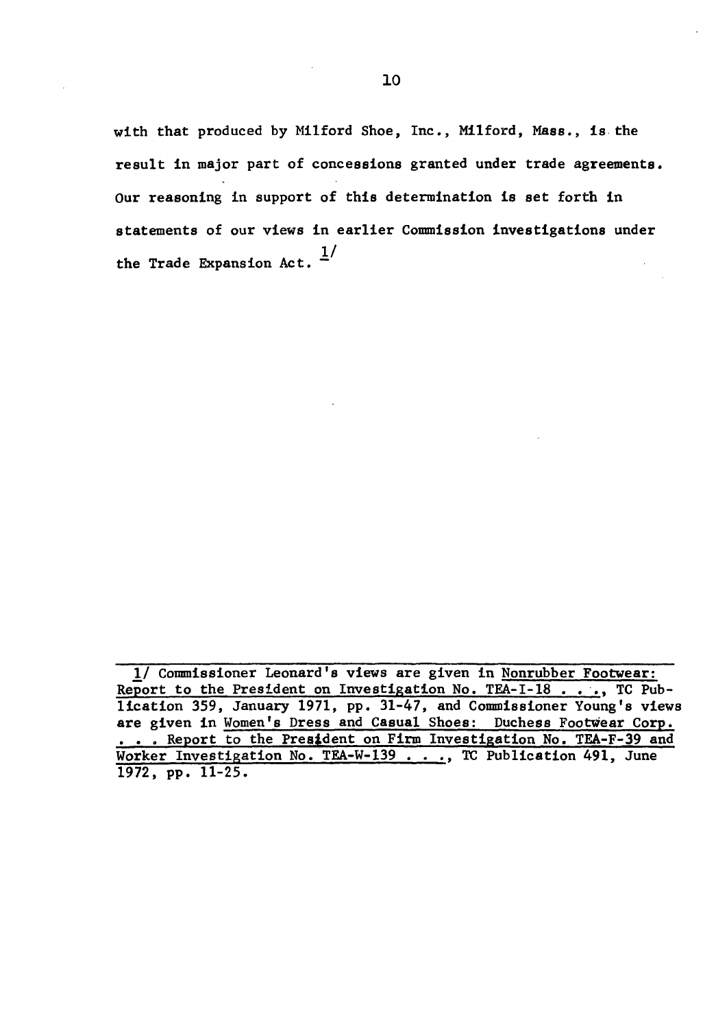with that produced by Milford Shoe, Inc., Milford, Mass., is the result in major part of concessions granted under trade agreements. Our reasoning in support of this determination is set forth in statements of our views in earlier Commission investigations under the Trade Expansion Act. [1]

---

[1] Commissioner Leonard's views are given in Nonrubber Footwear: Report to the President on Investigation No. TEA-I-18 . . ., TC Publication 359, January 1971, pp. 31-47, and Commissioner Young's views are given in Women's Dress and Casual Shoes: Duchess Footwear Corp. . . . Report to the President on Firm Investigation No. TEA-F-39 and Worker Investigation No. TEA-W-139 . . ., TC Publication 491, June 1972, pp. 11-25.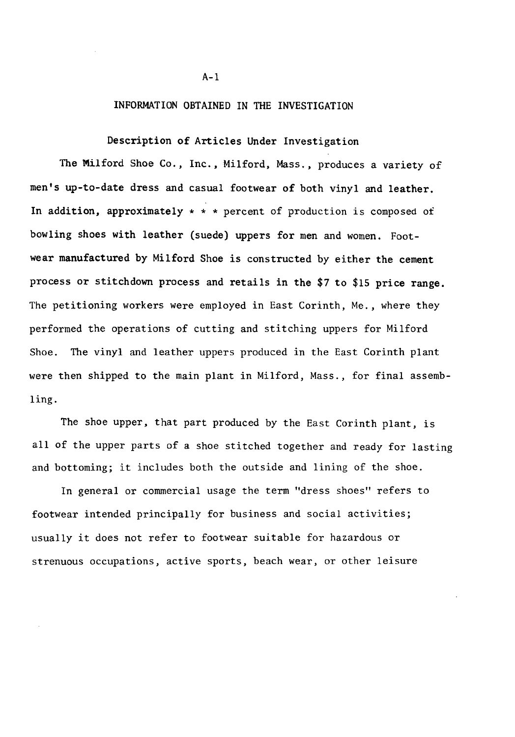## INFORMATION OBTAINED IN THE INVESTIGATION

### Description of Articles Under Investigation

The Milford Shoe Co., Inc., Milford, Mass., produces a variety of men's up-to-date dress and casual footwear of both vinyl and leather. In addition, approximately * * * percent of production is composed of bowling shoes with leather (suede) uppers for men and women. Footwear manufactured by Milford Shoe is constructed by either the cement process or stitchdown process and retails in the $7 to $15 price range. The petitioning workers were employed in East Corinth, Me., where they performed the operations of cutting and stitching uppers for Milford Shoe. The vinyl and leather uppers produced in the East Corinth plant were then shipped to the main plant in Milford, Mass., for final assembling.

The shoe upper, that part produced by the East Corinth plant, is all of the upper parts of a shoe stitched together and ready for lasting and bottoming; it includes both the outside and lining of the shoe.

In general or commercial usage the term "dress shoes" refers to footwear intended principally for business and social activities; usually it does not refer to footwear suitable for hazardous or strenuous occupations, active sports, beach wear, or other leisure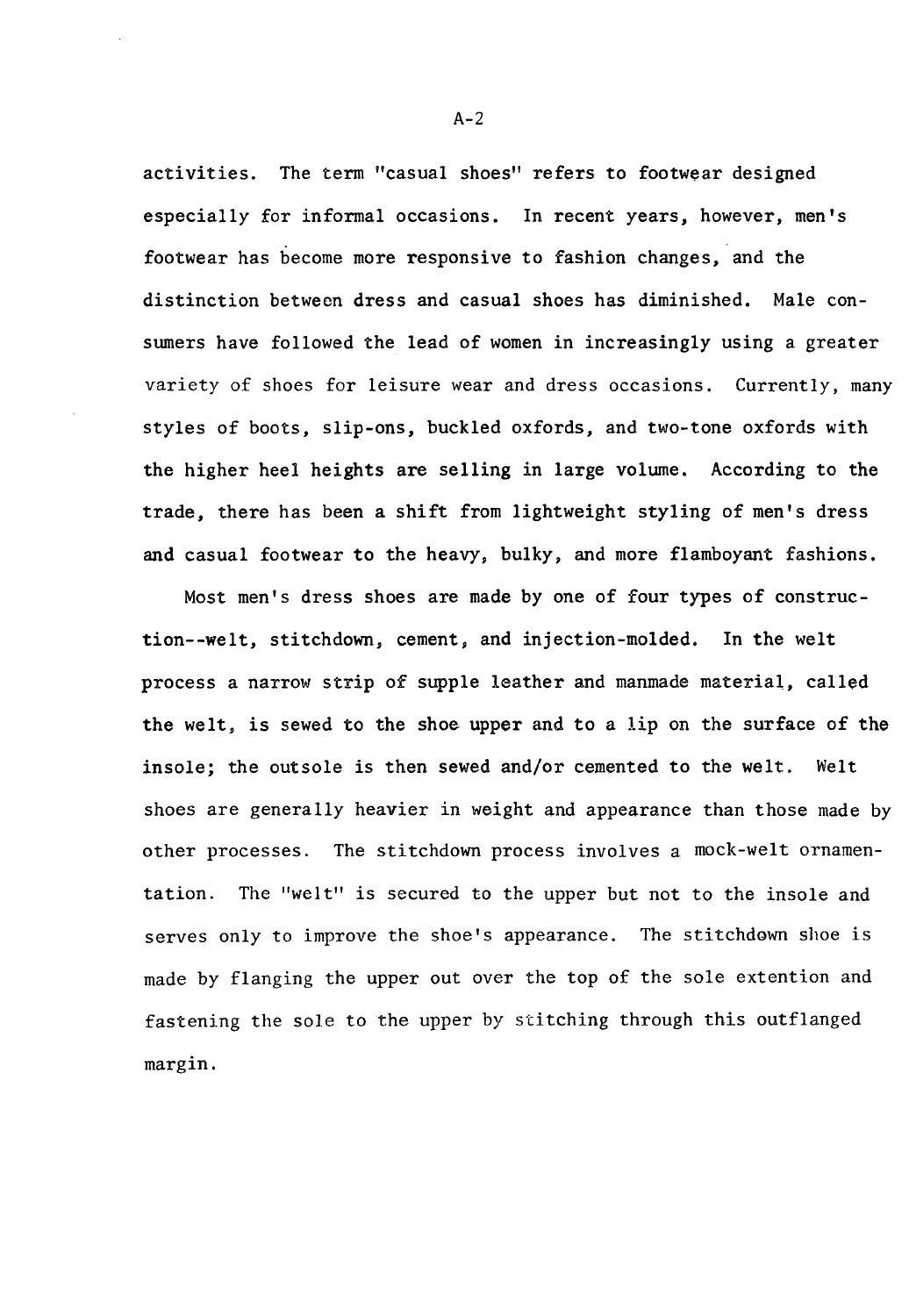activities. The term "casual shoes" refers to footwear designed especially for informal occasions. In recent years, however, men's footwear has become more responsive to fashion changes, and the distinction between dress and casual shoes has diminished. Male consumers have followed the lead of women in increasingly using a greater variety of shoes for leisure wear and dress occasions. Currently, many styles of boots, slip-ons, buckled oxfords, and two-tone oxfords with the higher heel heights are selling in large volume. According to the trade, there has been a shift from lightweight styling of men's dress and casual footwear to the heavy, bulky, and more flamboyant fashions.

Most men's dress shoes are made by one of four types of construction--welt, stitchdown, cement, and injection-molded. In the welt process a narrow strip of supple leather and manmade material, called the welt, is sewed to the shoe upper and to a lip on the surface of the insole; the outsole is then sewed and/or cemented to the welt. Welt shoes are generally heavier in weight and appearance than those made by other processes. The stitchdown process involves a mock-welt ornamentation. The "welt" is secured to the upper but not to the insole and serves only to improve the shoe's appearance. The stitchdown shoe is made by flanging the upper out over the top of the sole extention and fastening the sole to the upper by stitching through this outflanged margin.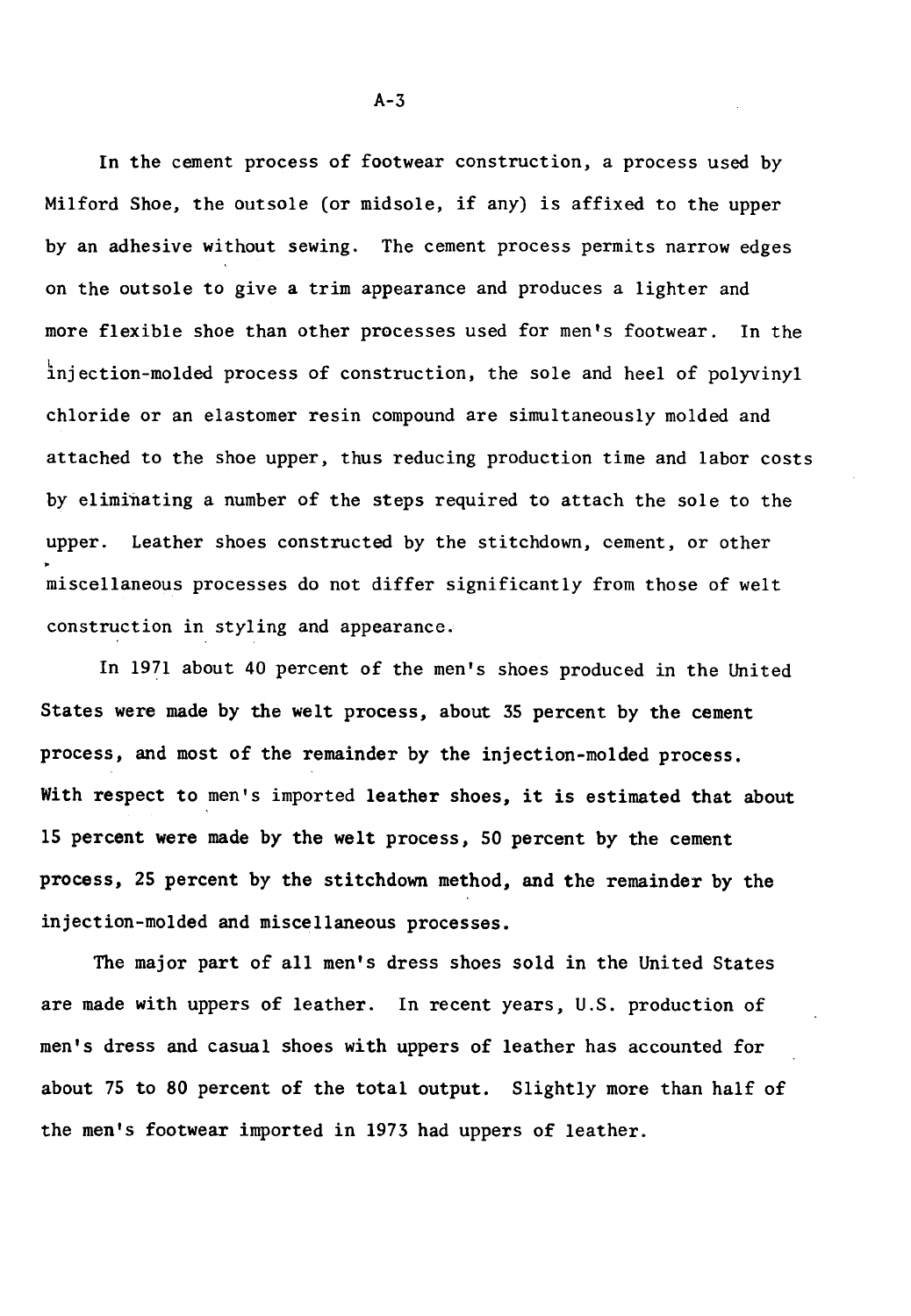In the cement process of footwear construction, a process used by Milford Shoe, the outsole (or midsole, if any) is affixed to the upper by an adhesive without sewing. The cement process permits narrow edges on the outsole to give a trim appearance and produces a lighter and more flexible shoe than other processes used for men's footwear. In the injection-molded process of construction, the sole and heel of polyvinyl chloride or an elastomer resin compound are simultaneously molded and attached to the shoe upper, thus reducing production time and labor costs by eliminating a number of the steps required to attach the sole to the upper. Leather shoes constructed by the stitchdown, cement, or other miscellaneous processes do not differ significantly from those of welt construction in styling and appearance.

In 1971 about 40 percent of the men's shoes produced in the United States were made by the welt process, about 35 percent by the cement process, and most of the remainder by the injection-molded process. With respect to men's imported leather shoes, it is estimated that about 15 percent were made by the welt process, 50 percent by the cement process, 25 percent by the stitchdown method, and the remainder by the injection-molded and miscellaneous processes.

The major part of all men's dress shoes sold in the United States are made with uppers of leather. In recent years, U.S. production of men's dress and casual shoes with uppers of leather has accounted for about 75 to 80 percent of the total output. Slightly more than half of the men's footwear imported in 1973 had uppers of leather.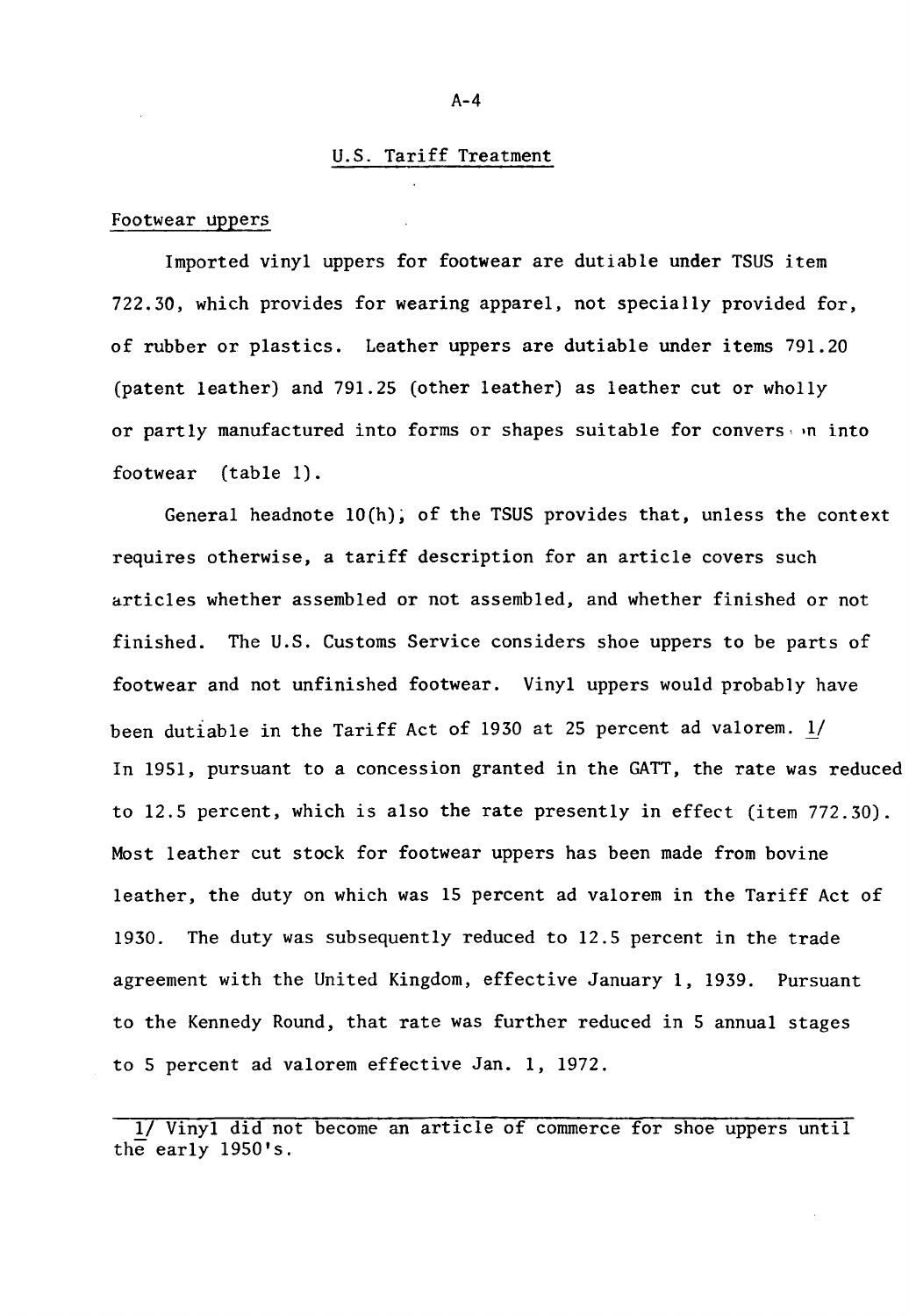## U.S. Tariff Treatment

### Footwear uppers

Imported vinyl uppers for footwear are dutiable under TSUS item 722.30, which provides for wearing apparel, not specially provided for, of rubber or plastics. Leather uppers are dutiable under items 791.20 (patent leather) and 791.25 (other leather) as leather cut or wholly or partly manufactured into forms or shapes suitable for conversion into footwear (table 1).

General headnote 10(h), of the TSUS provides that, unless the context requires otherwise, a tariff description for an article covers such articles whether assembled or not assembled, and whether finished or not finished. The U.S. Customs Service considers shoe uppers to be parts of footwear and not unfinished footwear. Vinyl uppers would probably have been dutiable in the Tariff Act of 1930 at 25 percent ad valorem. 1/ In 1951, pursuant to a concession granted in the GATT, the rate was reduced to 12.5 percent, which is also the rate presently in effect (item 772.30). Most leather cut stock for footwear uppers has been made from bovine leather, the duty on which was 15 percent ad valorem in the Tariff Act of 1930. The duty was subsequently reduced to 12.5 percent in the trade agreement with the United Kingdom, effective January 1, 1939. Pursuant to the Kennedy Round, that rate was further reduced in 5 annual stages to 5 percent ad valorem effective Jan. 1, 1972.

---

1/ Vinyl did not become an article of commerce for shoe uppers until the early 1950's.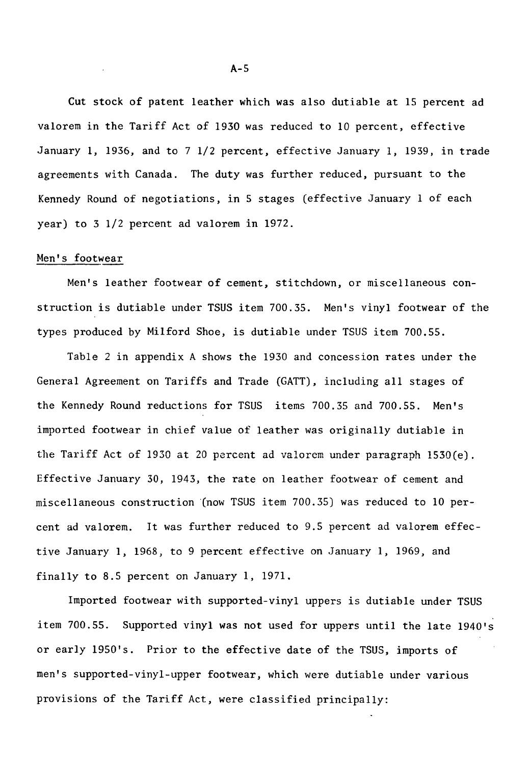Cut stock of patent leather which was also dutiable at 15 percent ad valorem in the Tariff Act of 1930 was reduced to 10 percent, effective January 1, 1936, and to 7 1/2 percent, effective January 1, 1939, in trade agreements with Canada. The duty was further reduced, pursuant to the Kennedy Round of negotiations, in 5 stages (effective January 1 of each year) to 3 1/2 percent ad valorem in 1972.

## Men's footwear

Men's leather footwear of cement, stitchdown, or miscellaneous construction is dutiable under TSUS item 700.35. Men's vinyl footwear of the types produced by Milford Shoe, is dutiable under TSUS item 700.55.

Table 2 in appendix A shows the 1930 and concession rates under the General Agreement on Tariffs and Trade (GATT), including all stages of the Kennedy Round reductions for TSUS items 700.35 and 700.55. Men's imported footwear in chief value of leather was originally dutiable in the Tariff Act of 1930 at 20 percent ad valorem under paragraph 1530(e). Effective January 30, 1943, the rate on leather footwear of cement and miscellaneous construction (now TSUS item 700.35) was reduced to 10 percent ad valorem. It was further reduced to 9.5 percent ad valorem effective January 1, 1968, to 9 percent effective on January 1, 1969, and finally to 8.5 percent on January 1, 1971.

Imported footwear with supported-vinyl uppers is dutiable under TSUS item 700.55. Supported vinyl was not used for uppers until the late 1940's or early 1950's. Prior to the effective date of the TSUS, imports of men's supported-vinyl-upper footwear, which were dutiable under various provisions of the Tariff Act, were classified principally: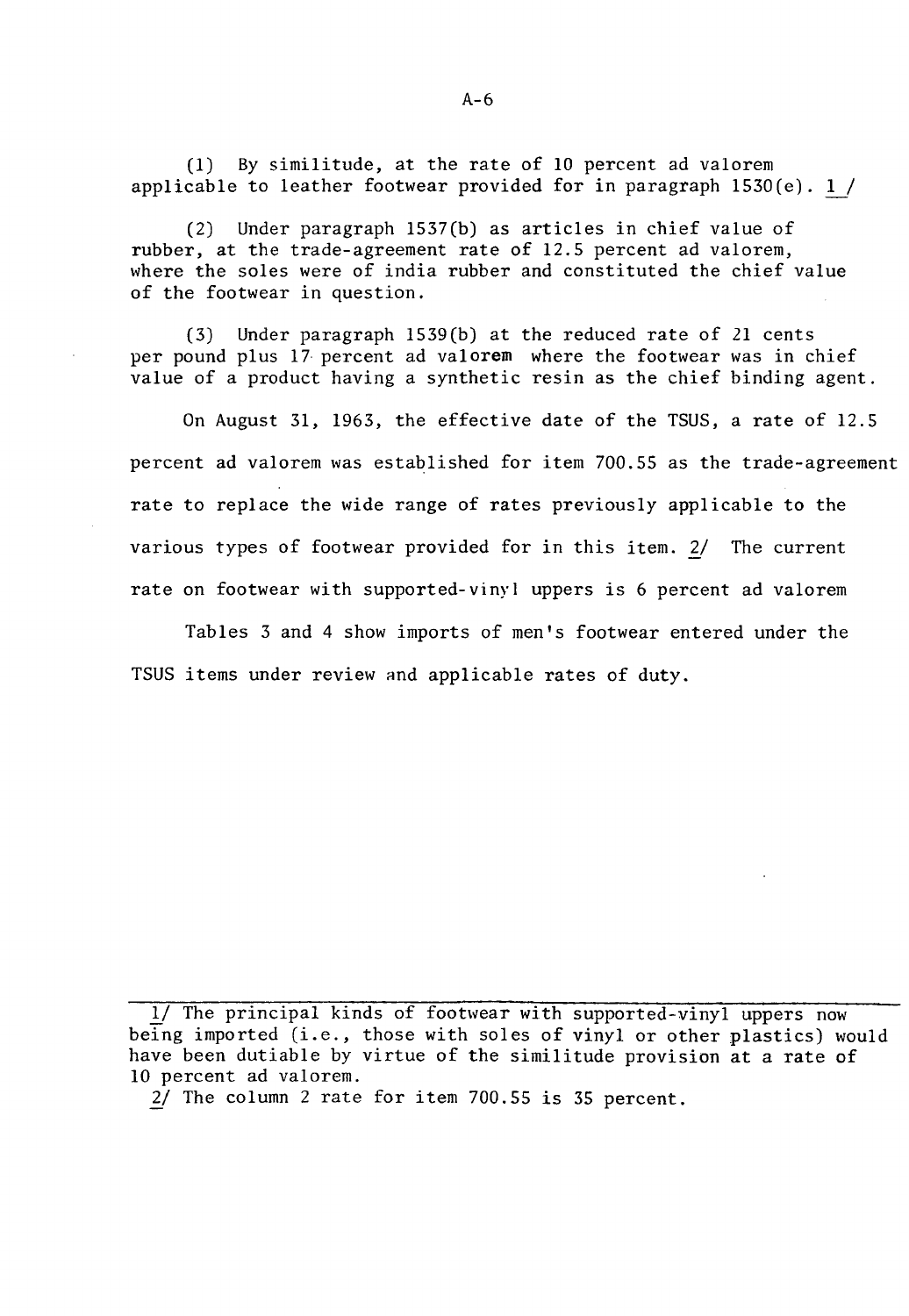(1) By similitude, at the rate of 10 percent ad valorem applicable to leather footwear provided for in paragraph 1530(e). 1/

(2) Under paragraph 1537(b) as articles in chief value of rubber, at the trade-agreement rate of 12.5 percent ad valorem, where the soles were of india rubber and constituted the chief value of the footwear in question.

(3) Under paragraph 1539(b) at the reduced rate of 21 cents per pound plus 17 percent ad valorem where the footwear was in chief value of a product having a synthetic resin as the chief binding agent.

On August 31, 1963, the effective date of the TSUS, a rate of 12.5 percent ad valorem was established for item 700.55 as the trade-agreement rate to replace the wide range of rates previously applicable to the various types of footwear provided for in this item. 2/ The current rate on footwear with supported-vinyl uppers is 6 percent ad valorem

Tables 3 and 4 show imports of men's footwear entered under the TSUS items under review and applicable rates of duty.

---

1/ The principal kinds of footwear with supported-vinyl uppers now being imported (i.e., those with soles of vinyl or other plastics) would have been dutiable by virtue of the similitude provision at a rate of 10 percent ad valorem.

2/ The column 2 rate for item 700.55 is 35 percent.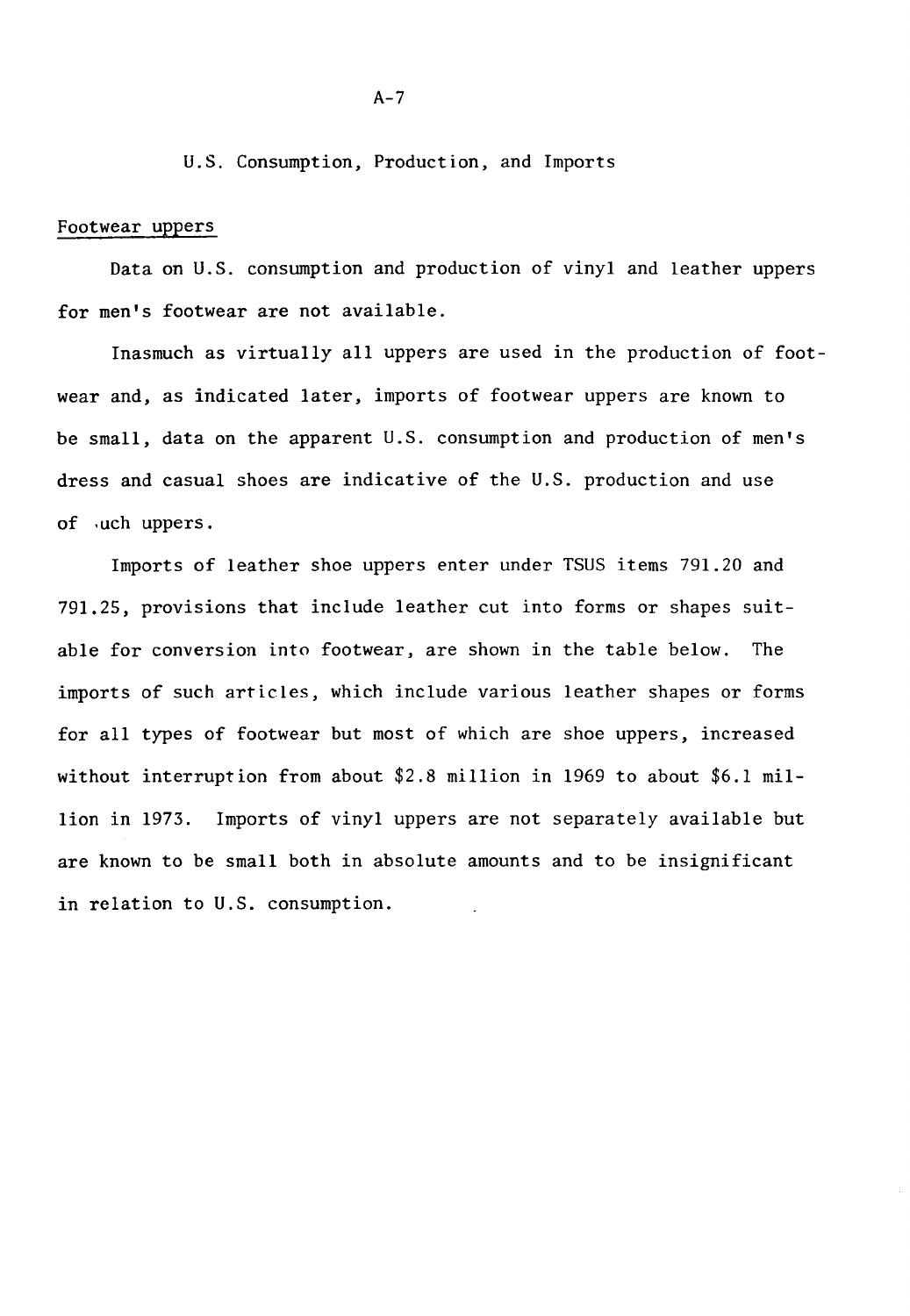## U.S. Consumption, Production, and Imports

### Footwear uppers

Data on U.S. consumption and production of vinyl and leather uppers for men's footwear are not available.

Inasmuch as virtually all uppers are used in the production of footwear and, as indicated later, imports of footwear uppers are known to be small, data on the apparent U.S. consumption and production of men's dress and casual shoes are indicative of the U.S. production and use of such uppers.

Imports of leather shoe uppers enter under TSUS items 791.20 and 791.25, provisions that include leather cut into forms or shapes suitable for conversion into footwear, are shown in the table below. The imports of such articles, which include various leather shapes or forms for all types of footwear but most of which are shoe uppers, increased without interruption from about $2.8 million in 1969 to about $6.1 million in 1973. Imports of vinyl uppers are not separately available but are known to be small both in absolute amounts and to be insignificant in relation to U.S. consumption.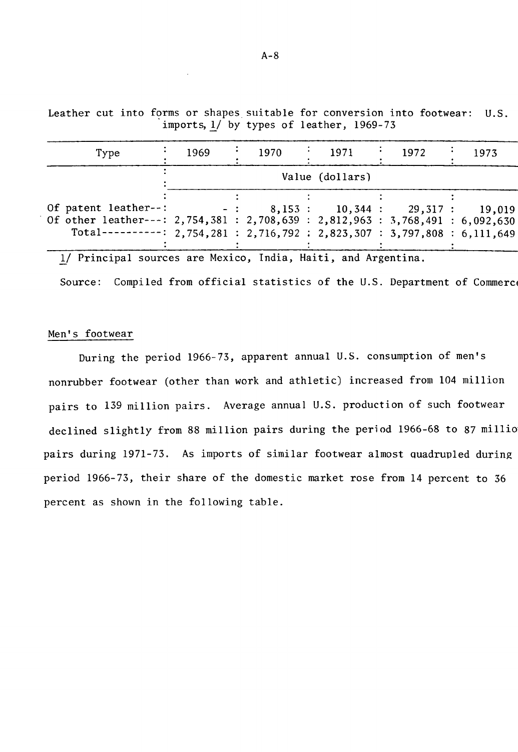Leather cut into forms or shapes suitable for conversion into footwear: U.S. imports, 1/ by types of leather, 1969-73

| Type | 1969 | 1970 | 1971 | 1972 | 1973 |
|---|---|---|---|---|---|
| | Value (dollars) | | | | |
| Of patent leather-- | - | 8,153 | 10,344 | 29,317 | 19,019 |
| Of other leather--- | 2,754,381 | 2,708,639 | 2,812,963 | 3,768,491 | 6,092,630 |
| Total---------- | 2,754,281 | 2,716,792 | 2,823,307 | 3,797,808 | 6,111,649 |

1/ Principal sources are Mexico, India, Haiti, and Argentina.

Source: Compiled from official statistics of the U.S. Department of Commerce

Men's footwear

During the period 1966-73, apparent annual U.S. consumption of men's nonrubber footwear (other than work and athletic) increased from 104 million pairs to 139 million pairs. Average annual U.S. production of such footwear declined slightly from 88 million pairs during the period 1966-68 to 87 million pairs during 1971-73. As imports of similar footwear almost quadrupled during period 1966-73, their share of the domestic market rose from 14 percent to 36 percent as shown in the following table.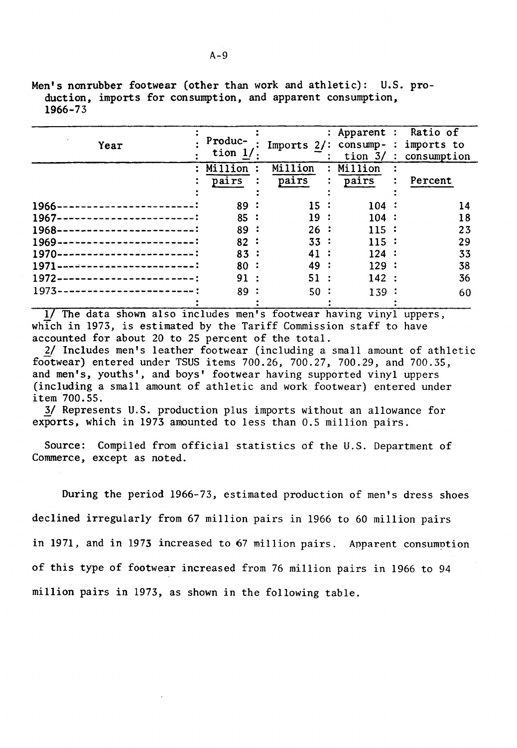Men's nonrubber footwear (other than work and athletic): U.S. production, imports for consumption, and apparent consumption, 1966-73

| Year | Production 1/ | Imports 2/ | Apparent consumption 3/ | Ratio of imports to consumption |
|---|---|---|---|---|
| | Million pairs | Million pairs | Million pairs | Percent |
| 1966 | 89 | 15 | 104 | 14 |
| 1967 | 85 | 19 | 104 | 18 |
| 1968 | 89 | 26 | 115 | 23 |
| 1969 | 82 | 33 | 115 | 29 |
| 1970 | 83 | 41 | 124 | 33 |
| 1971 | 80 | 49 | 129 | 38 |
| 1972 | 91 | 51 | 142 | 36 |
| 1973 | 89 | 50 | 139 | 60 |

1/ The data shown also includes men's footwear having vinyl uppers, which in 1973, is estimated by the Tariff Commission staff to have accounted for about 20 to 25 percent of the total.

2/ Includes men's leather footwear (including a small amount of athletic footwear) entered under TSUS items 700.26, 700.27, 700.29, and 700.35, and men's, youths', and boys' footwear having supported vinyl uppers (including a small amount of athletic and work footwear) entered under item 700.55.

3/ Represents U.S. production plus imports without an allowance for exports, which in 1973 amounted to less than 0.5 million pairs.

Source: Compiled from official statistics of the U.S. Department of Commerce, except as noted.

During the period 1966-73, estimated production of men's dress shoes declined irregularly from 67 million pairs in 1966 to 60 million pairs in 1971, and in 1973 increased to 67 million pairs. Apparent consumption of this type of footwear increased from 76 million pairs in 1966 to 94 million pairs in 1973, as shown in the following table.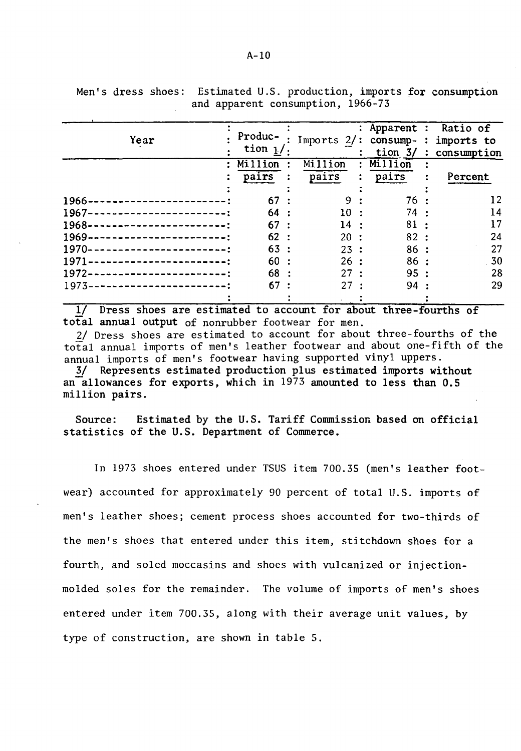Men's dress shoes: Estimated U.S. production, imports for consumption and apparent consumption, 1966-73

| Year | Production 1/ | Imports 2/ | Apparent consumption 3/ | Ratio of imports to consumption |
|---|---|---|---|---|
| | Million pairs | Million pairs | Million pairs | Percent |
| 1966 | 67 | 9 | 76 | 12 |
| 1967 | 64 | 10 | 74 | 14 |
| 1968 | 67 | 14 | 81 | 17 |
| 1969 | 62 | 20 | 82 | 24 |
| 1970 | 63 | 23 | 86 | 27 |
| 1971 | 60 | 26 | 86 | 30 |
| 1972 | 68 | 27 | 95 | 28 |
| 1973 | 67 | 27 | 94 | 29 |

1/ Dress shoes are estimated to account for about three-fourths of total annual output of nonrubber footwear for men.

2/ Dress shoes are estimated to account for about three-fourths of the total annual imports of men's leather footwear and about one-fifth of the annual imports of men's footwear having supported vinyl uppers.

3/ Represents estimated production plus estimated imports without an allowances for exports, which in 1973 amounted to less than 0.5 million pairs.

Source: Estimated by the U.S. Tariff Commission based on official statistics of the U.S. Department of Commerce.

In 1973 shoes entered under TSUS item 700.35 (men's leather footwear) accounted for approximately 90 percent of total U.S. imports of men's leather shoes; cement process shoes accounted for two-thirds of the men's shoes that entered under this item, stitchdown shoes for a fourth, and soled moccasins and shoes with vulcanized or injection-molded soles for the remainder. The volume of imports of men's shoes entered under item 700.35, along with their average unit values, by type of construction, are shown in table 5.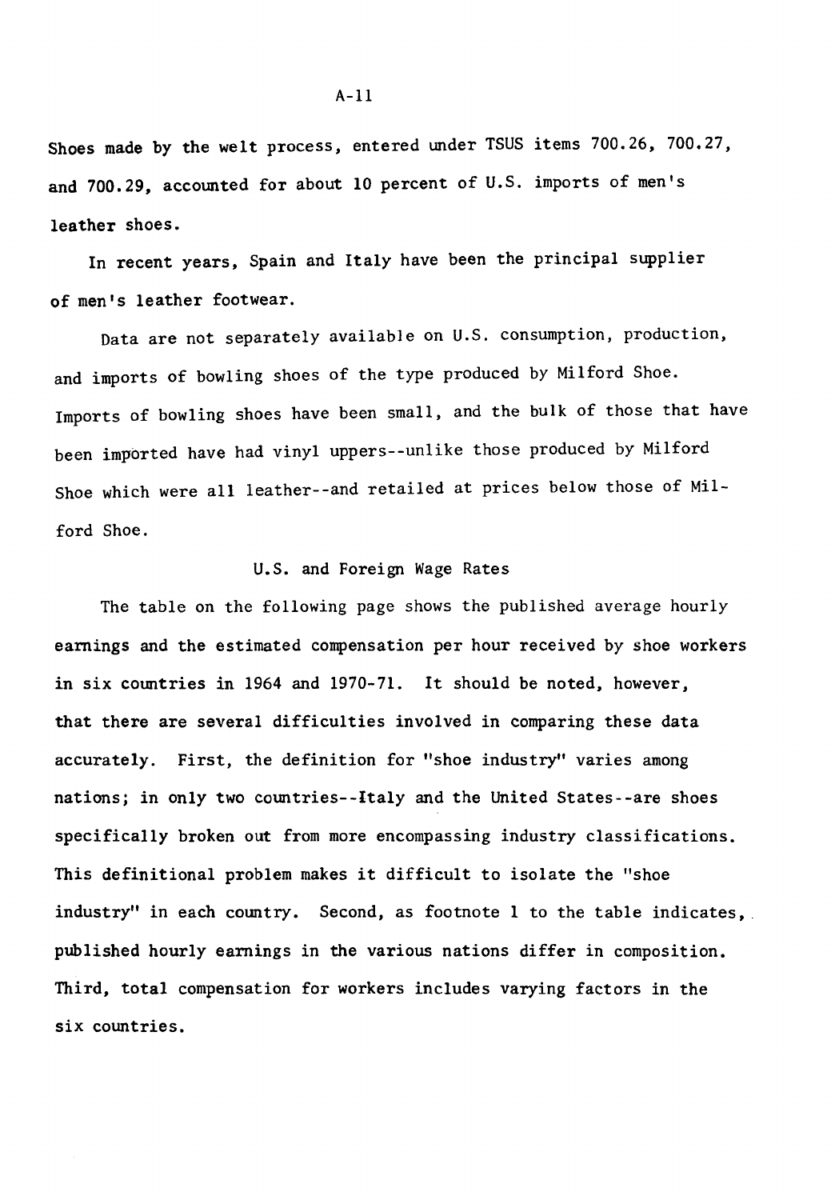Shoes made by the welt process, entered under TSUS items 700.26, 700.27, and 700.29, accounted for about 10 percent of U.S. imports of men's leather shoes.

In recent years, Spain and Italy have been the principal supplier of men's leather footwear.

Data are not separately available on U.S. consumption, production, and imports of bowling shoes of the type produced by Milford Shoe. Imports of bowling shoes have been small, and the bulk of those that have been imported have had vinyl uppers--unlike those produced by Milford Shoe which were all leather--and retailed at prices below those of Milford Shoe.

## U.S. and Foreign Wage Rates

The table on the following page shows the published average hourly earnings and the estimated compensation per hour received by shoe workers in six countries in 1964 and 1970-71. It should be noted, however, that there are several difficulties involved in comparing these data accurately. First, the definition for "shoe industry" varies among nations; in only two countries--Italy and the United States--are shoes specifically broken out from more encompassing industry classifications. This definitional problem makes it difficult to isolate the "shoe industry" in each country. Second, as footnote 1 to the table indicates, published hourly earnings in the various nations differ in composition. Third, total compensation for workers includes varying factors in the six countries.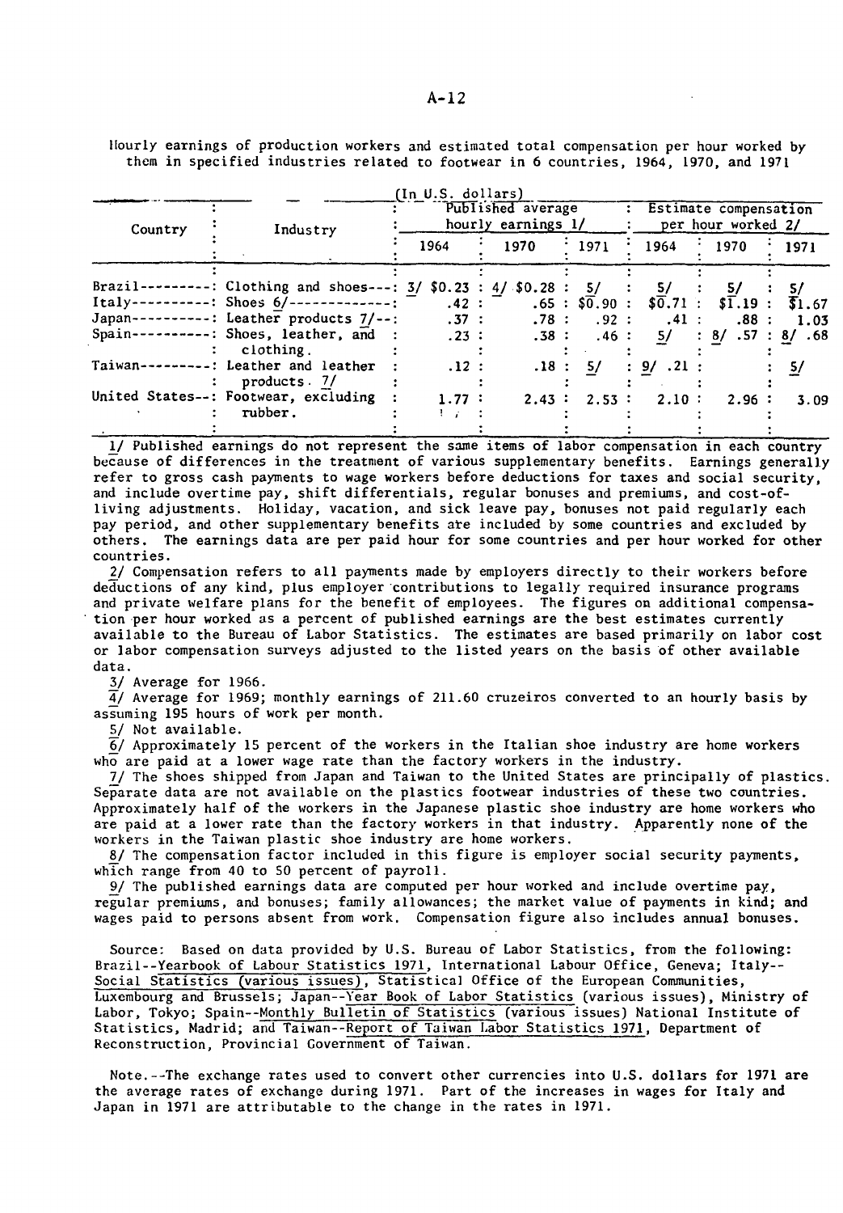Hourly earnings of production workers and estimated total compensation per hour worked by them in specified industries related to footwear in 6 countries, 1964, 1970, and 1971

(In U.S. dollars)

| Country | Industry | Published average hourly earnings 1/ | | | Estimate compensation per hour worked 2/ | | |
|---|---|---|---|---|---|---|---|
| | | 1964 | 1970 | 1971 | 1964 | 1970 | 1971 |
| Brazil | Clothing and shoes | 3/ $0.23 | 4/ $0.28 | 5/ | 5/ | 5/ | 5/ |
| Italy | Shoes 6/ | .42 | .65 | $0.90 | $0.71 | $1.19 | $1.67 |
| Japan | Leather products 7/ | .37 | .78 | .92 | .41 | .88 | 1.03 |
| Spain | Shoes, leather, and clothing. | .23 | .38 | .46 | 5/ | 8/ .57 | 8/ .68 |
| Taiwan | Leather and leather products. 7/ | .12 | .18 | 5/ | 9/ .21 | | 5/ |
| United States | Footwear, excluding rubber. | 1.77 | 2.43 | 2.53 | 2.10 | 2.96 | 3.09 |

1/ Published earnings do not represent the same items of labor compensation in each country because of differences in the treatment of various supplementary benefits. Earnings generally refer to gross cash payments to wage workers before deductions for taxes and social security, and include overtime pay, shift differentials, regular bonuses and premiums, and cost-of-living adjustments. Holiday, vacation, and sick leave pay, bonuses not paid regularly each pay period, and other supplementary benefits are included by some countries and excluded by others. The earnings data are per paid hour for some countries and per hour worked for other countries.

2/ Compensation refers to all payments made by employers directly to their workers before deductions of any kind, plus employer contributions to legally required insurance programs and private welfare plans for the benefit of employees. The figures on additional compensation per hour worked as a percent of published earnings are the best estimates currently available to the Bureau of Labor Statistics. The estimates are based primarily on labor cost or labor compensation surveys adjusted to the listed years on the basis of other available data.

3/ Average for 1966.

4/ Average for 1969; monthly earnings of 211.60 cruzeiros converted to an hourly basis by assuming 195 hours of work per month.

5/ Not available.

6/ Approximately 15 percent of the workers in the Italian shoe industry are home workers who are paid at a lower wage rate than the factory workers in the industry.

7/ The shoes shipped from Japan and Taiwan to the United States are principally of plastics. Separate data are not available on the plastics footwear industries of these two countries. Approximately half of the workers in the Japanese plastic shoe industry are home workers who are paid at a lower rate than the factory workers in that industry. Apparently none of the workers in the Taiwan plastic shoe industry are home workers.

8/ The compensation factor included in this figure is employer social security payments, which range from 40 to 50 percent of payroll.

9/ The published earnings data are computed per hour worked and include overtime pay, regular premiums, and bonuses; family allowances; the market value of payments in kind; and wages paid to persons absent from work. Compensation figure also includes annual bonuses.

Source: Based on data provided by U.S. Bureau of Labor Statistics, from the following: Brazil--Yearbook of Labour Statistics 1971, International Labour Office, Geneva; Italy--Social Statistics (various issues), Statistical Office of the European Communities, Luxembourg and Brussels; Japan--Year Book of Labor Statistics (various issues), Ministry of Labor, Tokyo; Spain--Monthly Bulletin of Statistics (various issues) National Institute of Statistics, Madrid; and Taiwan--Report of Taiwan Labor Statistics 1971, Department of Reconstruction, Provincial Government of Taiwan.

Note.--The exchange rates used to convert other currencies into U.S. dollars for 1971 are the average rates of exchange during 1971. Part of the increases in wages for Italy and Japan in 1971 are attributable to the change in the rates in 1971.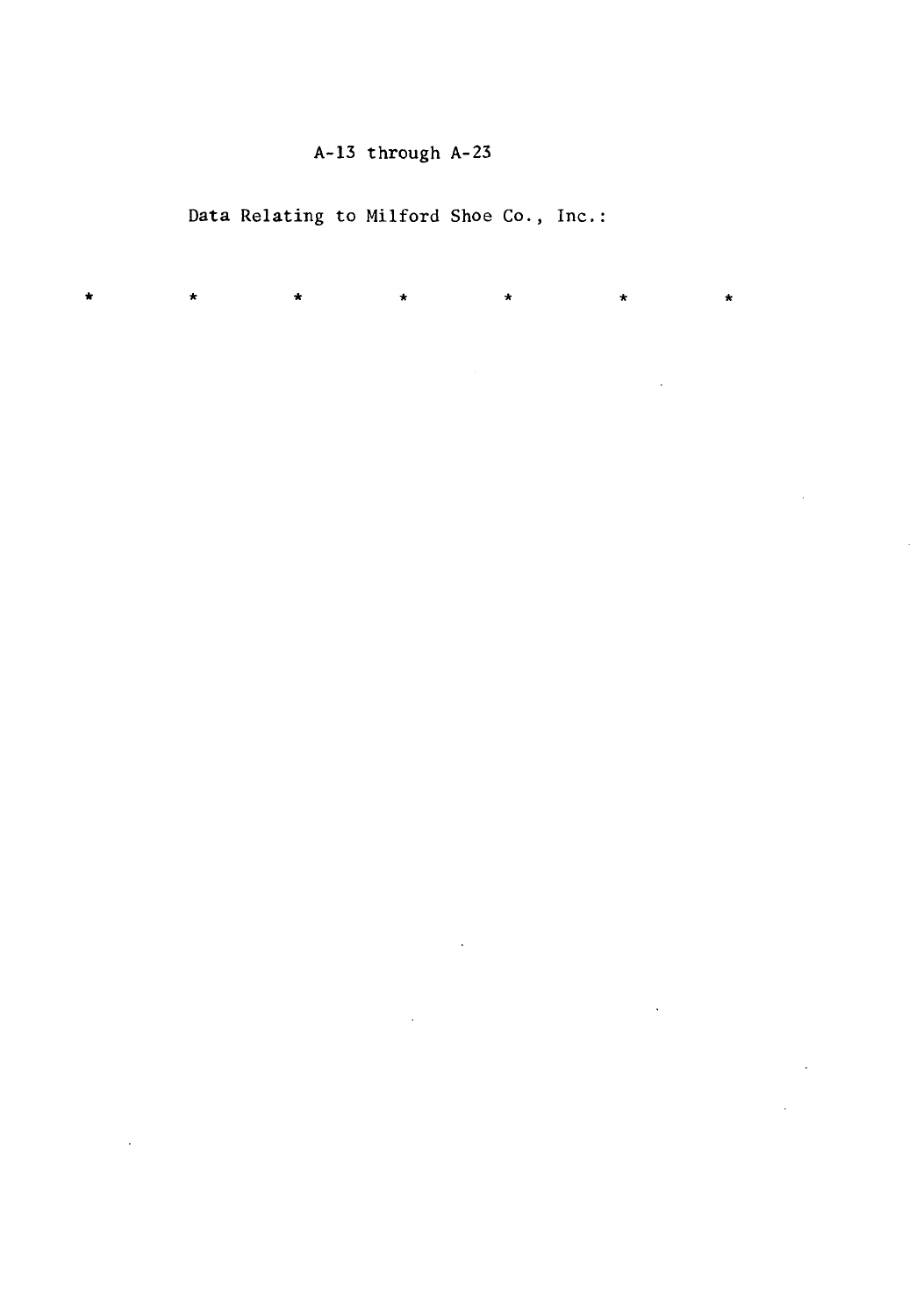A-13 through A-23

Data Relating to Milford Shoe Co., Inc.:

\*   \*   \*   \*   \*   \*   \*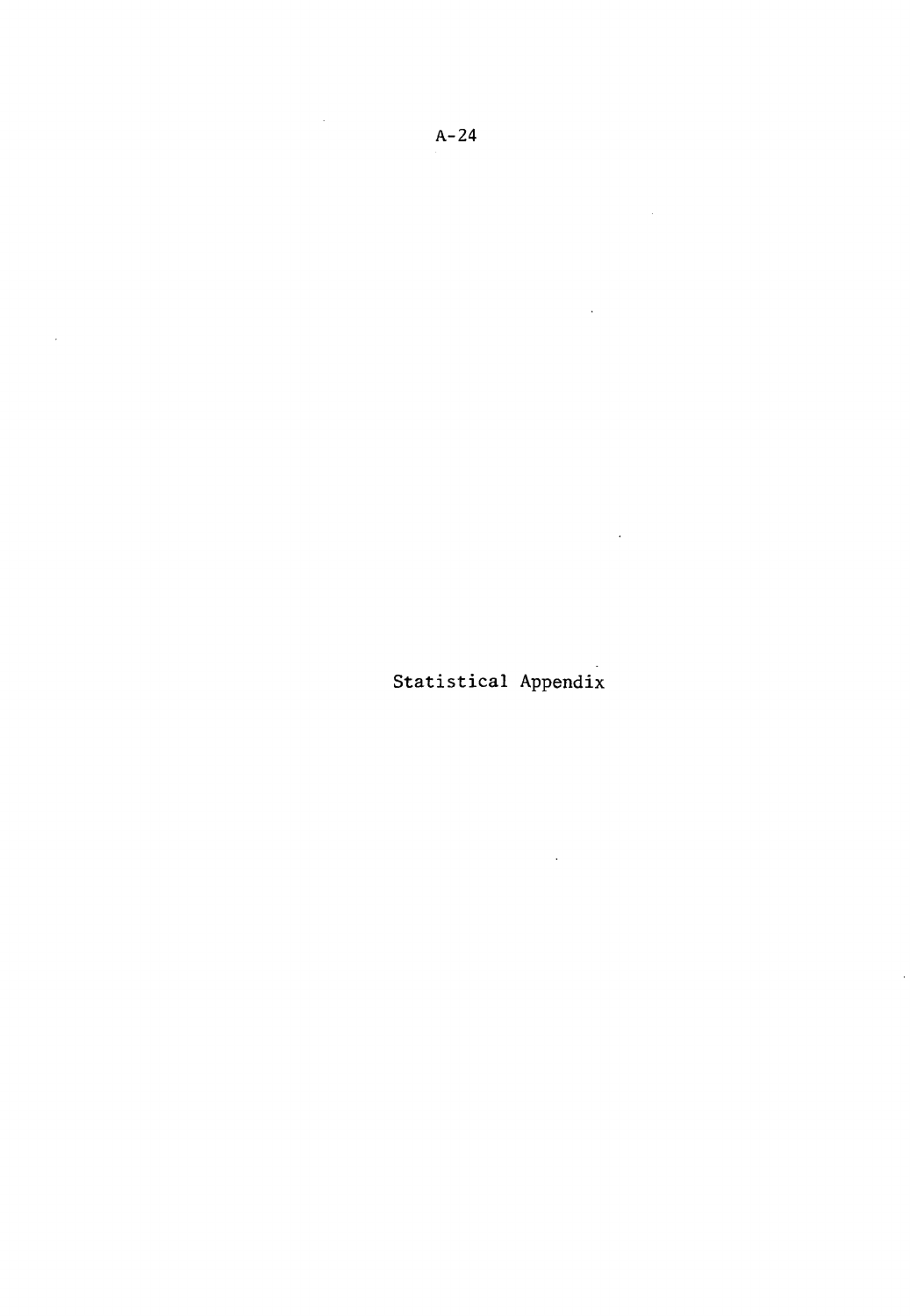# Statistical Appendix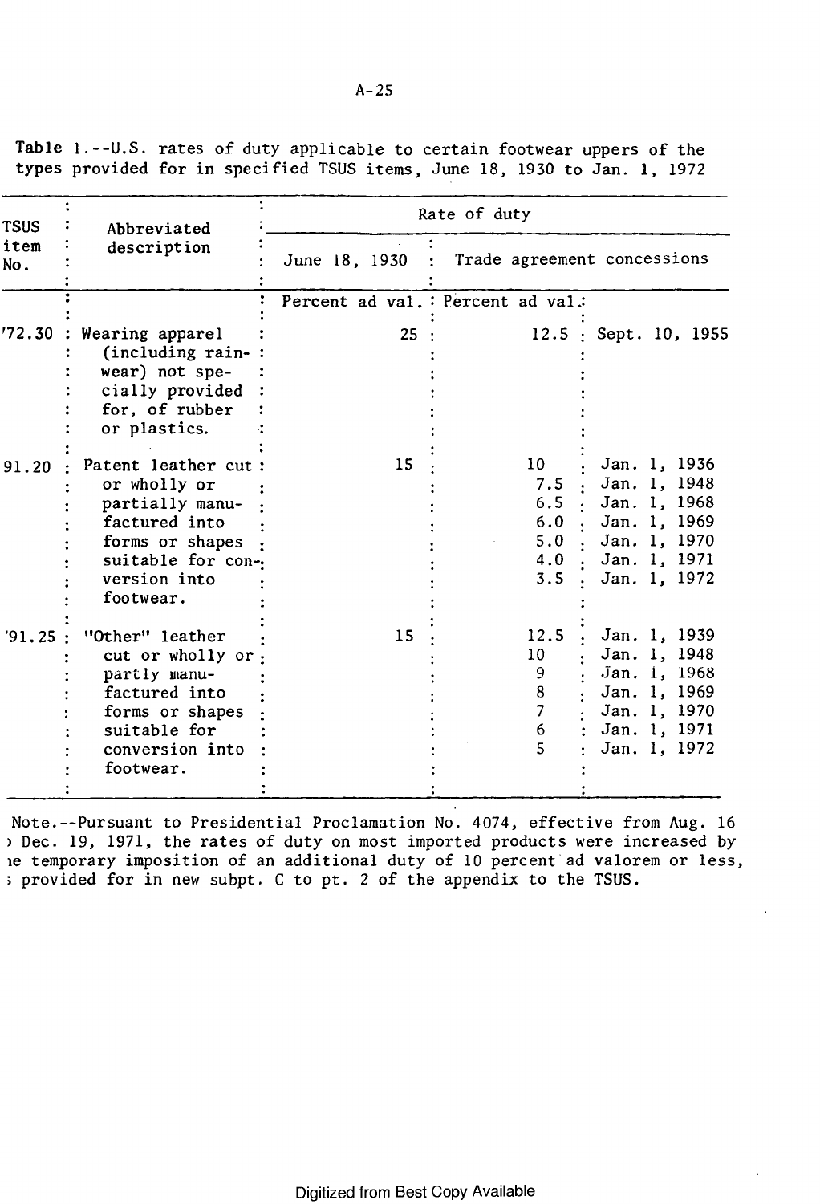Table 1.--U.S. rates of duty applicable to certain footwear uppers of the types provided for in specified TSUS items, June 18, 1930 to Jan. 1, 1972

| TSUS item No. | Abbreviated description | Rate of duty | | |
|---|---|---|---|---|
| | | June 18, 1930 | Trade agreement concessions | |
| | | Percent ad val. | Percent ad val. | |
| 772.30 | Wearing apparel (including rainwear) not specially provided for, of rubber or plastics. | 25 | 12.5 | Sept. 10, 1955 |
| 791.20 | Patent leather cut or wholly or partially manufactured into forms or shapes suitable for conversion into footwear. | 15 | 10 | Jan. 1, 1936 |
| | | | 7.5 | Jan. 1, 1948 |
| | | | 6.5 | Jan. 1, 1968 |
| | | | 6.0 | Jan. 1, 1969 |
| | | | 5.0 | Jan. 1, 1970 |
| | | | 4.0 | Jan. 1, 1971 |
| | | | 3.5 | Jan. 1, 1972 |
| 791.25 | "Other" leather cut or wholly or partly manufactured into forms or shapes suitable for conversion into footwear. | 15 | 12.5 | Jan. 1, 1939 |
| | | | 10 | Jan. 1, 1948 |
| | | | 9 | Jan. 1, 1968 |
| | | | 8 | Jan. 1, 1969 |
| | | | 7 | Jan. 1, 1970 |
| | | | 6 | Jan. 1, 1971 |
| | | | 5 | Jan. 1, 1972 |

Note.--Pursuant to Presidential Proclamation No. 4074, effective from Aug. 16 to Dec. 19, 1971, the rates of duty on most imported products were increased by the temporary imposition of an additional duty of 10 percent ad valorem or less, as provided for in new subpt. C to pt. 2 of the appendix to the TSUS.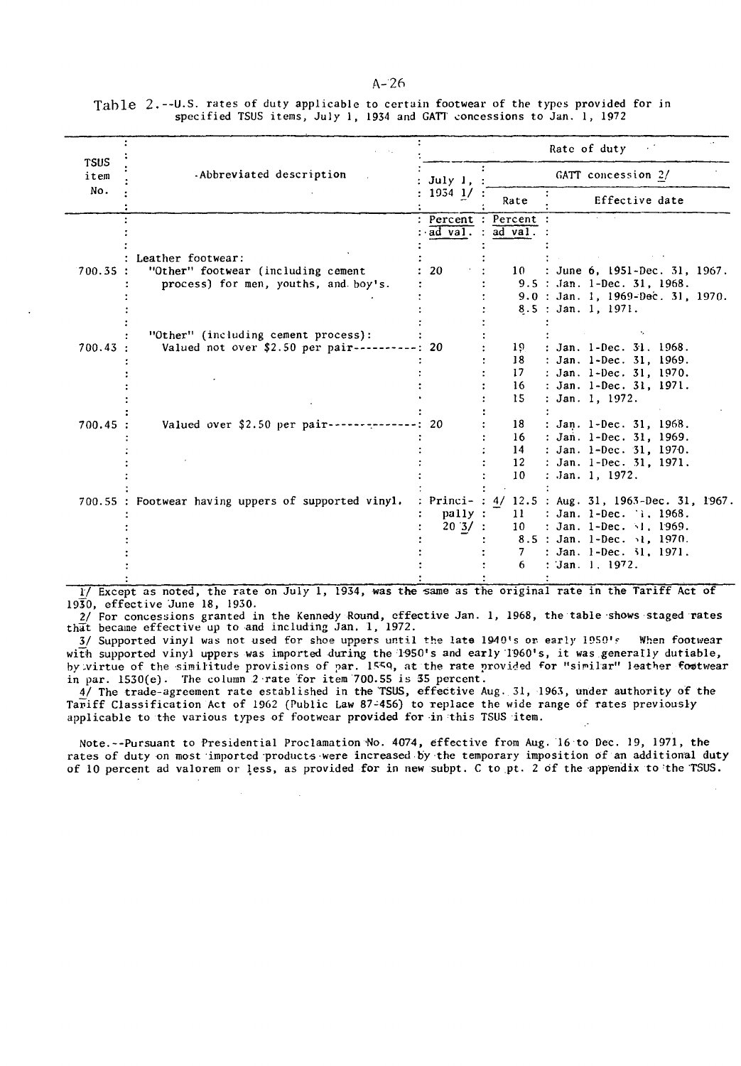Table 2.--U.S. rates of duty applicable to certain footwear of the types provided for in specified TSUS items, July 1, 1934 and GATT concessions to Jan. 1, 1972

| TSUS item No. | Abbreviated description | Rate of duty | | |
|---|---|---|---|---|
| | | July 1, 1934 1/ | GATT concession 2/ | |
| | | | Rate | Effective date |
| | | Percent ad val. | Percent ad val. | |
| | Leather footwear: | | | |
| 700.35 | "Other" footwear (including cement process) for men, youths, and boy's. | 20 | 10 | June 6, 1951-Dec. 31, 1967. |
| | | | 9.5 | Jan. 1-Dec. 31, 1968. |
| | | | 9.0 | Jan. 1, 1969-Dec. 31, 1970. |
| | | | 8.5 | Jan. 1, 1971. |
| | "Other" (including cement process): | | | |
| 700.43 | Valued not over $2.50 per pair---------- | 20 | 19 | Jan. 1-Dec. 31, 1968. |
| | | | 18 | Jan. 1-Dec. 31, 1969. |
| | | | 17 | Jan. 1-Dec. 31, 1970. |
| | | | 16 | Jan. 1-Dec. 31, 1971. |
| | | | 15 | Jan. 1, 1972. |
| 700.45 | Valued over $2.50 per pair-------------- | 20 | 18 | Jan. 1-Dec. 31, 1968. |
| | | | 16 | Jan. 1-Dec. 31, 1969. |
| | | | 14 | Jan. 1-Dec. 31, 1970. |
| | | | 12 | Jan. 1-Dec. 31, 1971. |
| | | | 10 | Jan. 1, 1972. |
| 700.55 | Footwear having uppers of supported vinyl. | Principally 20 3/ | 4/ 12.5 | Aug. 31, 1963-Dec. 31, 1967. |
| | | | 11 | Jan. 1-Dec. 31, 1968. |
| | | | 10 | Jan. 1-Dec. 31, 1969. |
| | | | 8.5 | Jan. 1-Dec. 31, 1970. |
| | | | 7 | Jan. 1-Dec. 31, 1971. |
| | | | 6 | Jan. 1, 1972. |

1/ Except as noted, the rate on July 1, 1934, was the same as the original rate in the Tariff Act of 1930, effective June 18, 1930.

2/ For concessions granted in the Kennedy Round, effective Jan. 1, 1968, the table shows staged rates that became effective up to and including Jan. 1, 1972.

3/ Supported vinyl was not used for shoe uppers until the late 1940's or early 1950's. When footwear with supported vinyl uppers was imported during the 1950's and early 1960's, it was generally dutiable, by virtue of the similitude provisions of par. 1559, at the rate provided for "similar" leather footwear in par. 1530(e). The column 2 rate for item 700.55 is 35 percent.

4/ The trade-agreement rate established in the TSUS, effective Aug. 31, 1963, under authority of the Tariff Classification Act of 1962 (Public Law 87-456) to replace the wide range of rates previously applicable to the various types of footwear provided for in this TSUS item.

Note.--Pursuant to Presidential Proclamation No. 4074, effective from Aug. 16 to Dec. 19, 1971, the rates of duty on most imported products were increased by the temporary imposition of an additional duty of 10 percent ad valorem or less, as provided for in new subpt. C to pt. 2 of the appendix to the TSUS.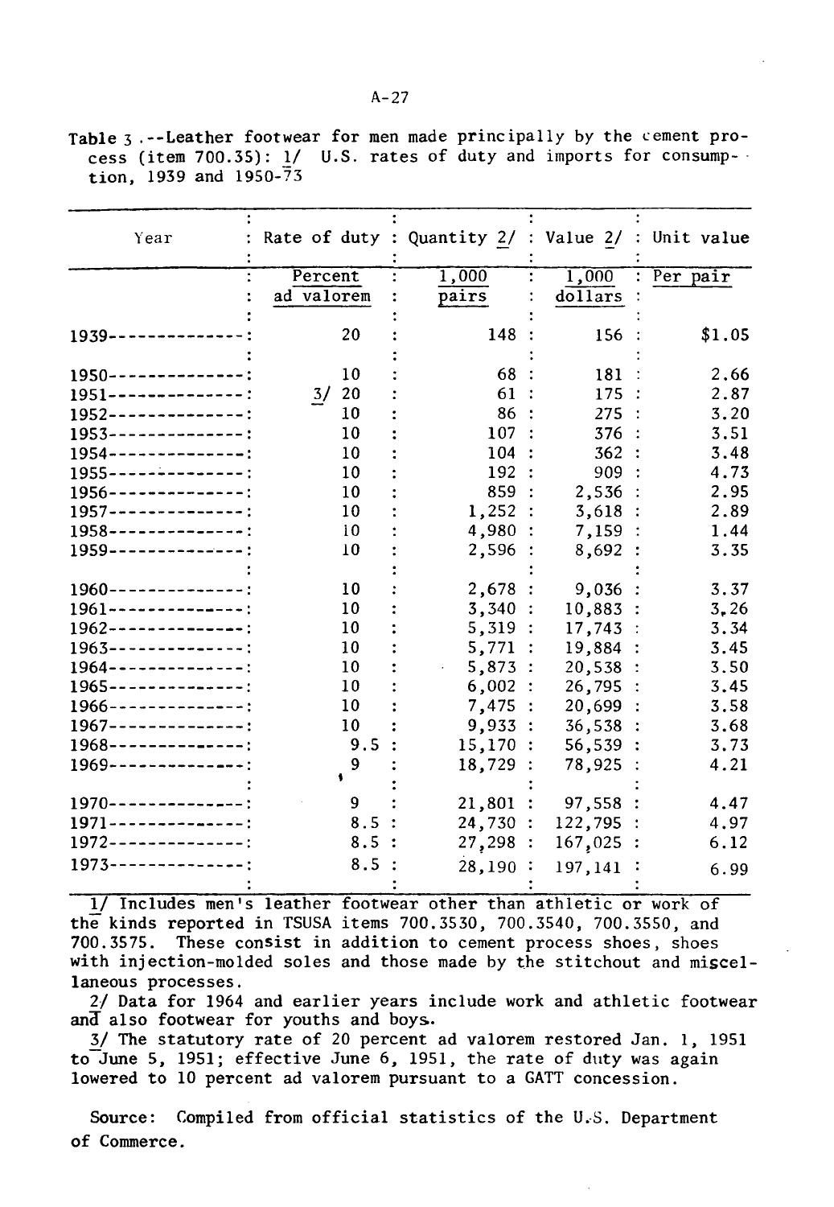Table 3.--Leather footwear for men made principally by the cement process (item 700.35): 1/ U.S. rates of duty and imports for consumption, 1939 and 1950-73

| Year | Rate of duty | Quantity 2/ | Value 2/ | Unit value |
|---|---|---|---|---|
| | Percent ad valorem | 1,000 pairs | 1,000 dollars | Per pair |
| 1939 | 20 | 148 | 156 | $1.05 |
| 1950 | 10 | 68 | 181 | 2.66 |
| 1951 | 3/ 20 | 61 | 175 | 2.87 |
| 1952 | 10 | 86 | 275 | 3.20 |
| 1953 | 10 | 107 | 376 | 3.51 |
| 1954 | 10 | 104 | 362 | 3.48 |
| 1955 | 10 | 192 | 909 | 4.73 |
| 1956 | 10 | 859 | 2,536 | 2.95 |
| 1957 | 10 | 1,252 | 3,618 | 2.89 |
| 1958 | 10 | 4,980 | 7,159 | 1.44 |
| 1959 | 10 | 2,596 | 8,692 | 3.35 |
| 1960 | 10 | 2,678 | 9,036 | 3.37 |
| 1961 | 10 | 3,340 | 10,883 | 3.26 |
| 1962 | 10 | 5,319 | 17,743 | 3.34 |
| 1963 | 10 | 5,771 | 19,884 | 3.45 |
| 1964 | 10 | 5,873 | 20,538 | 3.50 |
| 1965 | 10 | 6,002 | 26,795 | 3.45 |
| 1966 | 10 | 7,475 | 20,699 | 3.58 |
| 1967 | 10 | 9,933 | 36,538 | 3.68 |
| 1968 | 9.5 | 15,170 | 56,539 | 3.73 |
| 1969 | 9 | 18,729 | 78,925 | 4.21 |
| 1970 | 9 | 21,801 | 97,558 | 4.47 |
| 1971 | 8.5 | 24,730 | 122,795 | 4.97 |
| 1972 | 8.5 | 27,298 | 167,025 | 6.12 |
| 1973 | 8.5 | 28,190 | 197,141 | 6.99 |

1/ Includes men's leather footwear other than athletic or work of the kinds reported in TSUSA items 700.3530, 700.3540, 700.3550, and 700.3575. These consist in addition to cement process shoes, shoes with injection-molded soles and those made by the stitchout and miscellaneous processes.

2/ Data for 1964 and earlier years include work and athletic footwear and also footwear for youths and boys.

3/ The statutory rate of 20 percent ad valorem restored Jan. 1, 1951 to June 5, 1951; effective June 6, 1951, the rate of duty was again lowered to 10 percent ad valorem pursuant to a GATT concession.

Source: Compiled from official statistics of the U.S. Department of Commerce.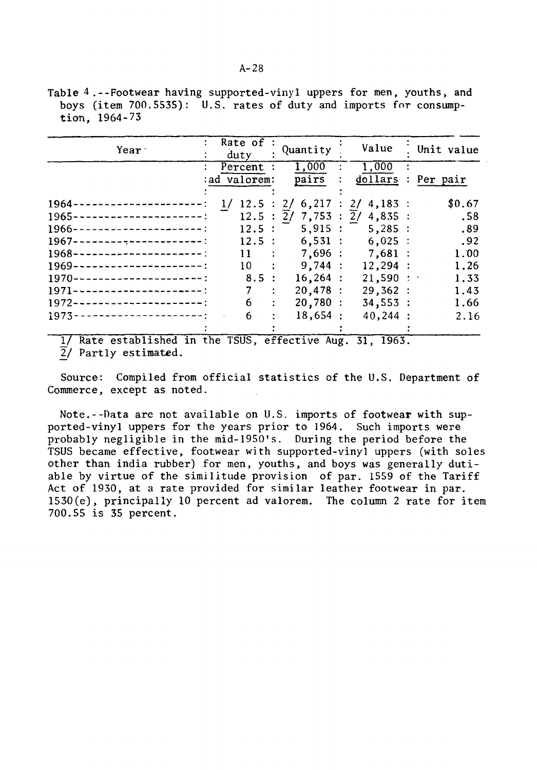Table 4.--Footwear having supported-vinyl uppers for men, youths, and boys (item 700.5535): U.S. rates of duty and imports for consumption, 1964-73

| Year | Rate of duty | Quantity | Value | Unit value |
|---|---|---|---|---|
| | Percent ad valorem | 1,000 pairs | 1,000 dollars | Per pair |
| 1964 | 1/ 12.5 | 2/ 6,217 | 2/ 4,183 | $0.67 |
| 1965 | 12.5 | 2/ 7,753 | 2/ 4,835 | .58 |
| 1966 | 12.5 | 5,915 | 5,285 | .89 |
| 1967 | 12.5 | 6,531 | 6,025 | .92 |
| 1968 | 11 | 7,696 | 7,681 | 1.00 |
| 1969 | 10 | 9,744 | 12,294 | 1.26 |
| 1970 | 8.5 | 16,264 | 21,590 | 1.33 |
| 1971 | 7 | 20,478 | 29,362 | 1.43 |
| 1972 | 6 | 20,780 | 34,553 | 1.66 |
| 1973 | 6 | 18,654 | 40,244 | 2.16 |

1/ Rate established in the TSUS, effective Aug. 31, 1963.
2/ Partly estimated.

Source: Compiled from official statistics of the U.S. Department of Commerce, except as noted.

Note.--Data are not available on U.S. imports of footwear with supported-vinyl uppers for the years prior to 1964. Such imports were probably negligible in the mid-1950's. During the period before the TSUS became effective, footwear with supported-vinyl uppers (with soles other than india rubber) for men, youths, and boys was generally dutiable by virtue of the similitude provision of par. 1559 of the Tariff Act of 1930, at a rate provided for similar leather footwear in par. 1530(e), principally 10 percent ad valorem. The column 2 rate for item 700.55 is 35 percent.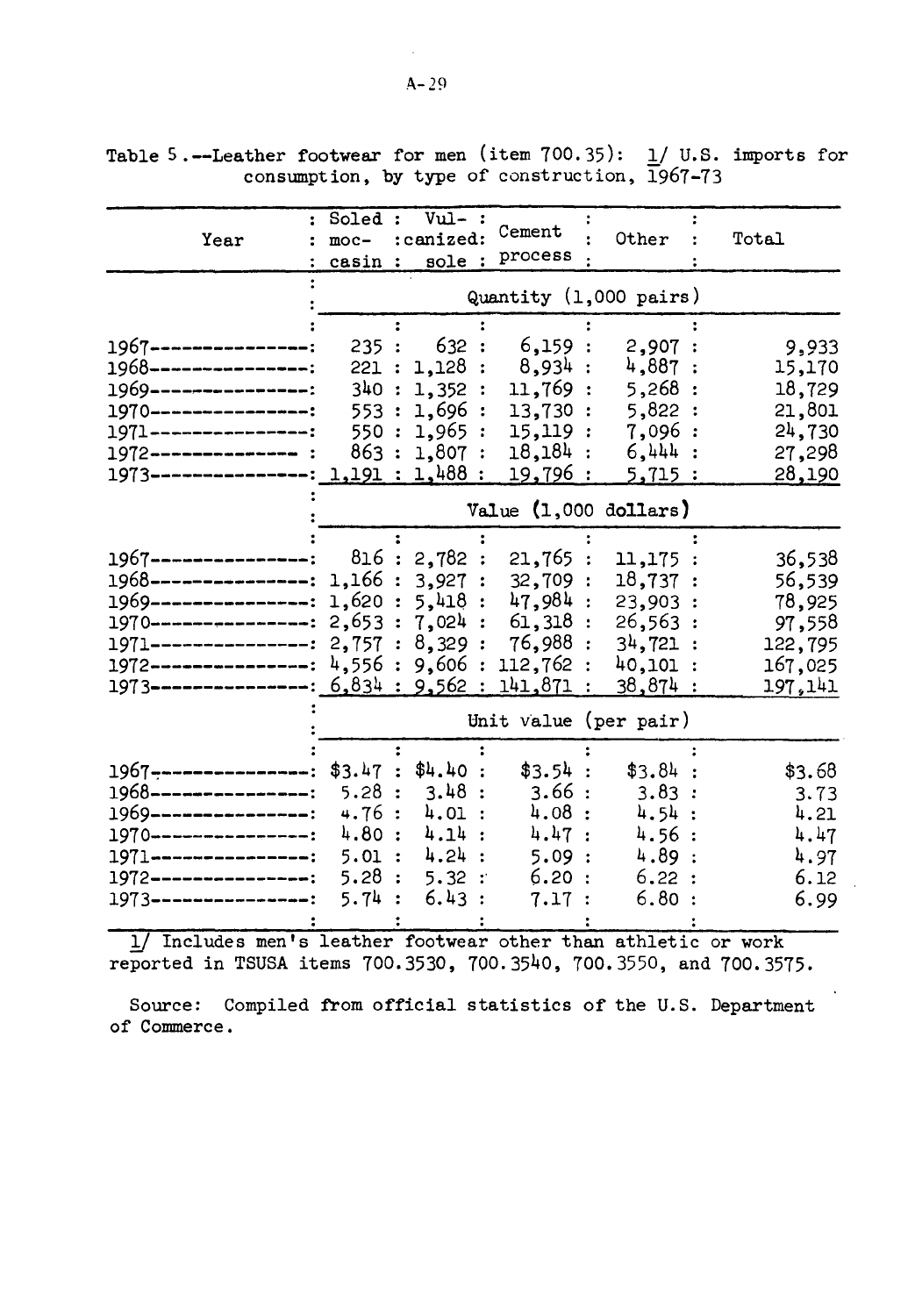Table 5.--Leather footwear for men (item 700.35): 1/ U.S. imports for consumption, by type of construction, 1967-73

| Year | Soled moccasin | Vulcanized sole | Cement process | Other | Total |
|---|---|---|---|---|---|
| | Quantity (1,000 pairs) | | | | |
| 1967 | 235 | 632 | 6,159 | 2,907 | 9,933 |
| 1968 | 221 | 1,128 | 8,934 | 4,887 | 15,170 |
| 1969 | 340 | 1,352 | 11,769 | 5,268 | 18,729 |
| 1970 | 553 | 1,696 | 13,730 | 5,822 | 21,801 |
| 1971 | 550 | 1,965 | 15,119 | 7,096 | 24,730 |
| 1972 | 863 | 1,807 | 18,184 | 6,444 | 27,298 |
| 1973 | 1,191 | 1,488 | 19,796 | 5,715 | 28,190 |
| | Value (1,000 dollars) | | | | |
| 1967 | 816 | 2,782 | 21,765 | 11,175 | 36,538 |
| 1968 | 1,166 | 3,927 | 32,709 | 18,737 | 56,539 |
| 1969 | 1,620 | 5,418 | 47,984 | 23,903 | 78,925 |
| 1970 | 2,653 | 7,024 | 61,318 | 26,563 | 97,558 |
| 1971 | 2,757 | 8,329 | 76,988 | 34,721 | 122,795 |
| 1972 | 4,556 | 9,606 | 112,762 | 40,101 | 167,025 |
| 1973 | 6,834 | 9,562 | 141,871 | 38,874 | 197,141 |
| | Unit value (per pair) | | | | |
| 1967 | $3.47 | $4.40 | $3.54 | $3.84 | $3.68 |
| 1968 | 5.28 | 3.48 | 3.66 | 3.83 | 3.73 |
| 1969 | 4.76 | 4.01 | 4.08 | 4.54 | 4.21 |
| 1970 | 4.80 | 4.14 | 4.47 | 4.56 | 4.47 |
| 1971 | 5.01 | 4.24 | 5.09 | 4.89 | 4.97 |
| 1972 | 5.28 | 5.32 | 6.20 | 6.22 | 6.12 |
| 1973 | 5.74 | 6.43 | 7.17 | 6.80 | 6.99 |

1/ Includes men's leather footwear other than athletic or work reported in TSUSA items 700.3530, 700.3540, 700.3550, and 700.3575.

Source: Compiled from official statistics of the U.S. Department of Commerce.